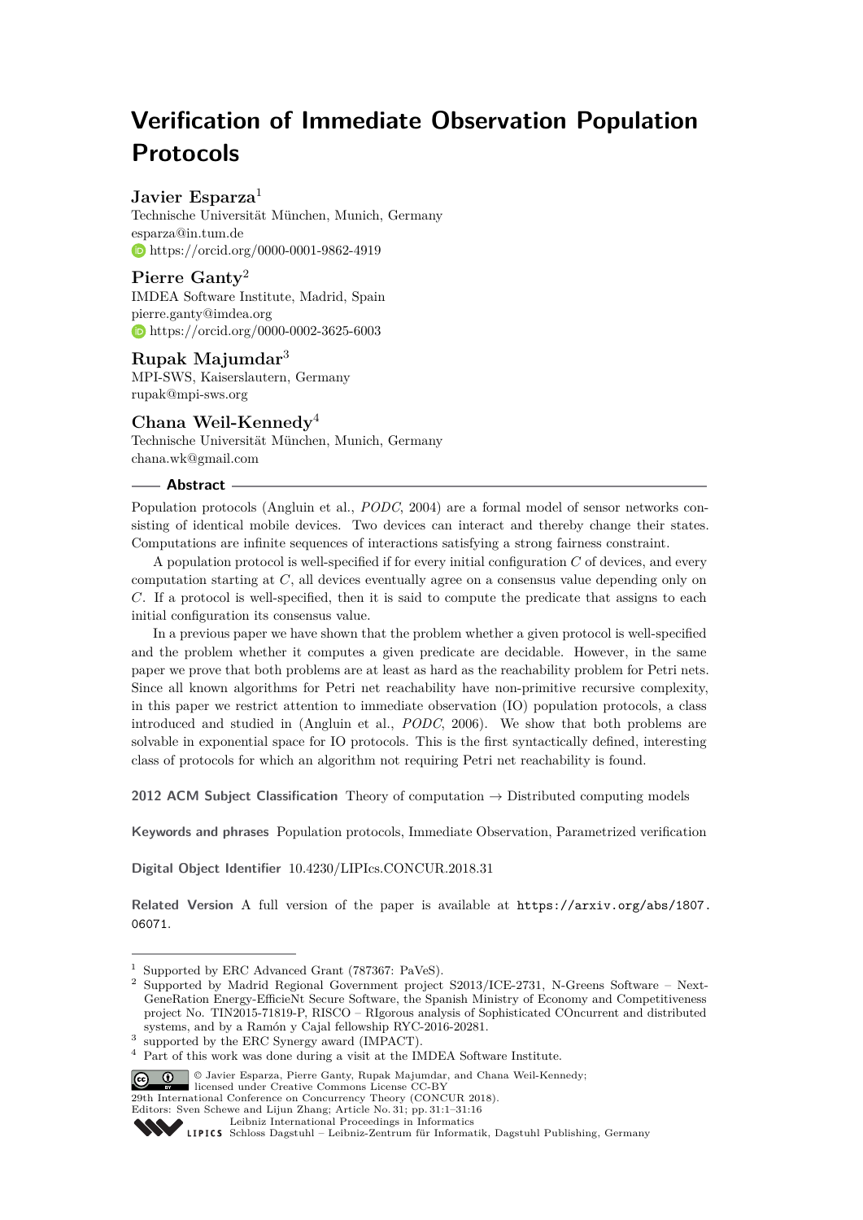# Verification of Immediate Observation Population Protocols

**Javier Esparza**[1]

Technische Universität München, Munich, Germany
esparza@in.tum.de
https://orcid.org/0000-0001-9862-4919

**Pierre Ganty**[2]

IMDEA Software Institute, Madrid, Spain
pierre.ganty@imdea.org
https://orcid.org/0000-0002-3625-6003

**Rupak Majumdar**[3]

MPI-SWS, Kaiserslautern, Germany
rupak@mpi-sws.org

**Chana Weil-Kennedy**[4]

Technische Universität München, Munich, Germany
chana.wk@gmail.com

## Abstract

Population protocols (Angluin et al., *PODC*, 2004) are a formal model of sensor networks consisting of identical mobile devices. Two devices can interact and thereby change their states. Computations are infinite sequences of interactions satisfying a strong fairness constraint.

A population protocol is well-specified if for every initial configuration $C$ of devices, and every computation starting at $C$, all devices eventually agree on a consensus value depending only on $C$. If a protocol is well-specified, then it is said to compute the predicate that assigns to each initial configuration its consensus value.

In a previous paper we have shown that the problem whether a given protocol is well-specified and the problem whether it computes a given predicate are decidable. However, in the same paper we prove that both problems are at least as hard as the reachability problem for Petri nets. Since all known algorithms for Petri net reachability have non-primitive recursive complexity, in this paper we restrict attention to immediate observation (IO) population protocols, a class introduced and studied in (Angluin et al., *PODC*, 2006). We show that both problems are solvable in exponential space for IO protocols. This is the first syntactically defined, interesting class of protocols for which an algorithm not requiring Petri net reachability is found.

**2012 ACM Subject Classification** Theory of computation → Distributed computing models

**Keywords and phrases** Population protocols, Immediate Observation, Parametrized verification

**Digital Object Identifier** 10.4230/LIPIcs.CONCUR.2018.31

**Related Version** A full version of the paper is available at https://arxiv.org/abs/1807.06071.

---

[1] Supported by ERC Advanced Grant (787367: PaVeS).
[2] Supported by Madrid Regional Government project S2013/ICE-2731, N-Greens Software – Next-GeneRation Energy-EfficieNt Secure Software, the Spanish Ministry of Economy and Competitiveness project No. TIN2015-71819-P, RISCO – RIgorous analysis of Sophisticated COncurrent and distributed systems, and by a Ramón y Cajal fellowship RYC-2016-20281.
[3] supported by the ERC Synergy award (IMPACT).
[4] Part of this work was done during a visit at the IMDEA Software Institute.

© Javier Esparza, Pierre Ganty, Rupak Majumdar, and Chana Weil-Kennedy; licensed under Creative Commons License CC-BY
29th International Conference on Concurrency Theory (CONCUR 2018).
Editors: Sven Schewe and Lijun Zhang; Article No. 31; pp. 31:1–31:16
Leibniz International Proceedings in Informatics
LIPICS Schloss Dagstuhl – Leibniz-Zentrum für Informatik, Dagstuhl Publishing, Germany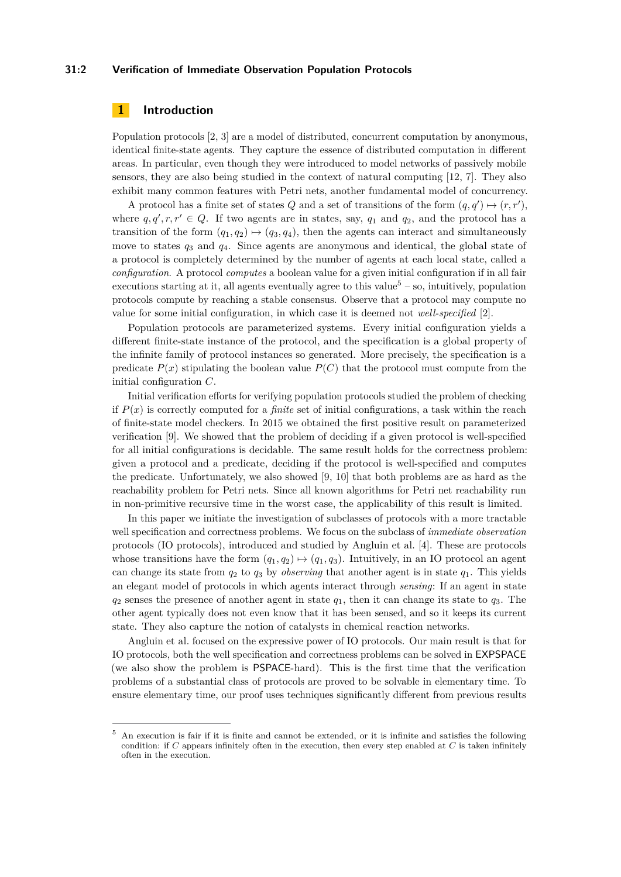## 1 Introduction

Population protocols [2, 3] are a model of distributed, concurrent computation by anonymous, identical finite-state agents. They capture the essence of distributed computation in different areas. In particular, even though they were introduced to model networks of passively mobile sensors, they are also being studied in the context of natural computing [12, 7]. They also exhibit many common features with Petri nets, another fundamental model of concurrency.

A protocol has a finite set of states $Q$ and a set of transitions of the form $(q, q') \mapsto (r, r')$, where $q, q', r, r' \in Q$. If two agents are in states, say, $q_1$ and $q_2$, and the protocol has a transition of the form $(q_1, q_2) \mapsto (q_3, q_4)$, then the agents can interact and simultaneously move to states $q_3$ and $q_4$. Since agents are anonymous and identical, the global state of a protocol is completely determined by the number of agents at each local state, called a *configuration*. A protocol *computes* a boolean value for a given initial configuration if in all fair executions starting at it, all agents eventually agree to this value[5] – so, intuitively, population protocols compute by reaching a stable consensus. Observe that a protocol may compute no value for some initial configuration, in which case it is deemed not *well-specified* [2].

Population protocols are parameterized systems. Every initial configuration yields a different finite-state instance of the protocol, and the specification is a global property of the infinite family of protocol instances so generated. More precisely, the specification is a predicate $P(x)$ stipulating the boolean value $P(C)$ that the protocol must compute from the initial configuration $C$.

Initial verification efforts for verifying population protocols studied the problem of checking if $P(x)$ is correctly computed for a *finite* set of initial configurations, a task within the reach of finite-state model checkers. In 2015 we obtained the first positive result on parameterized verification [9]. We showed that the problem of deciding if a given protocol is well-specified for all initial configurations is decidable. The same result holds for the correctness problem: given a protocol and a predicate, deciding if the protocol is well-specified and computes the predicate. Unfortunately, we also showed [9, 10] that both problems are as hard as the reachability problem for Petri nets. Since all known algorithms for Petri net reachability run in non-primitive recursive time in the worst case, the applicability of this result is limited.

In this paper we initiate the investigation of subclasses of protocols with a more tractable well specification and correctness problems. We focus on the subclass of *immediate observation* protocols (IO protocols), introduced and studied by Angluin et al. [4]. These are protocols whose transitions have the form $(q_1, q_2) \mapsto (q_1, q_3)$. Intuitively, in an IO protocol an agent can change its state from $q_2$ to $q_3$ by *observing* that another agent is in state $q_1$. This yields an elegant model of protocols in which agents interact through *sensing*: If an agent in state $q_2$ senses the presence of another agent in state $q_1$, then it can change its state to $q_3$. The other agent typically does not even know that it has been sensed, and so it keeps its current state. They also capture the notion of catalysts in chemical reaction networks.

Angluin et al. focused on the expressive power of IO protocols. Our main result is that for IO protocols, both the well specification and correctness problems can be solved in EXPSPACE (we also show the problem is PSPACE-hard). This is the first time that the verification problems of a substantial class of protocols are proved to be solvable in elementary time. To ensure elementary time, our proof uses techniques significantly different from previous results

---

[5] An execution is fair if it is finite and cannot be extended, or it is infinite and satisfies the following condition: if $C$ appears infinitely often in the execution, then every step enabled at $C$ is taken infinitely often in the execution.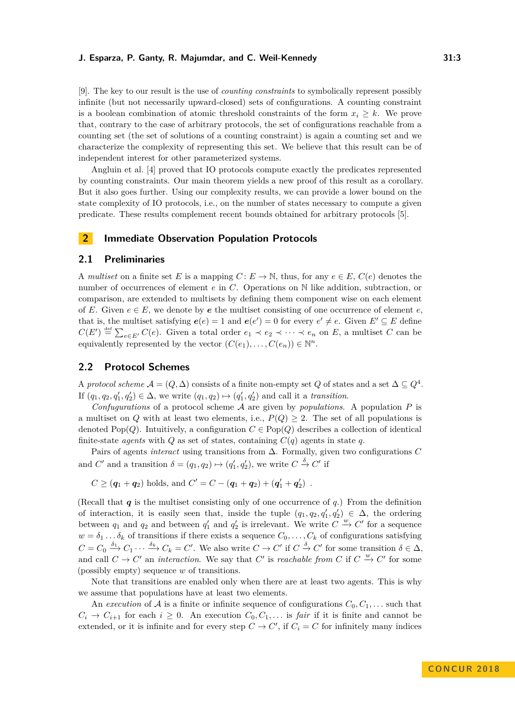[9]. The key to our result is the use of *counting constraints* to symbolically represent possibly infinite (but not necessarily upward-closed) sets of configurations. A counting constraint is a boolean combination of atomic threshold constraints of the form $x_i \geq k$. We prove that, contrary to the case of arbitrary protocols, the set of configurations reachable from a counting set (the set of solutions of a counting constraint) is again a counting set and we characterize the complexity of representing this set. We believe that this result can be of independent interest for other parameterized systems.

Angluin et al. [4] proved that IO protocols compute exactly the predicates represented by counting constraints. Our main theorem yields a new proof of this result as a corollary. But it also goes further. Using our complexity results, we can provide a lower bound on the state complexity of IO protocols, i.e., on the number of states necessary to compute a given predicate. These results complement recent bounds obtained for arbitrary protocols [5].

## 2 Immediate Observation Population Protocols

### 2.1 Preliminaries

A *multiset* on a finite set $E$ is a mapping $C: E \to \mathbb{N}$, thus, for any $e \in E$, $C(e)$ denotes the number of occurrences of element $e$ in $C$. Operations on $\mathbb{N}$ like addition, subtraction, or comparison, are extended to multisets by defining them component wise on each element of $E$. Given $e \in E$, we denote by $\boldsymbol{e}$ the multiset consisting of one occurrence of element $e$, that is, the multiset satisfying $\boldsymbol{e}(e) = 1$ and $\boldsymbol{e}(e') = 0$ for every $e' \neq e$. Given $E' \subseteq E$ define $C(E') \stackrel{\text{def}}{=} \sum_{e \in E'} C(e)$. Given a total order $e_1 \prec e_2 \prec \cdots \prec e_n$ on $E$, a multiset $C$ can be equivalently represented by the vector $(C(e_1), \ldots, C(e_n)) \in \mathbb{N}^n$.

### 2.2 Protocol Schemes

A *protocol scheme* $\mathcal{A} = (Q, \Delta)$ consists of a finite non-empty set $Q$ of states and a set $\Delta \subseteq Q^4$. If $(q_1, q_2, q_1', q_2') \in \Delta$, we write $(q_1, q_2) \mapsto (q_1', q_2')$ and call it a *transition*.

*Confugurations* of a protocol scheme $\mathcal{A}$ are given by *populations*. A population $P$ is a multiset on $Q$ with at least two elements, i.e., $P(Q) \geq 2$. The set of all populations is denoted $\text{Pop}(Q)$. Intuitively, a configuration $C \in \text{Pop}(Q)$ describes a collection of identical finite-state *agents* with $Q$ as set of states, containing $C(q)$ agents in state $q$.

Pairs of agents *interact* using transitions from $\Delta$. Formally, given two configurations $C$ and $C'$ and a transition $\delta = (q_1, q_2) \mapsto (q_1', q_2')$, we write $C \xrightarrow{\delta} C'$ if

$$C \geq (\boldsymbol{q}_1 + \boldsymbol{q}_2) \text{ holds, and } C' = C - (\boldsymbol{q}_1 + \boldsymbol{q}_2) + (\boldsymbol{q}_1' + \boldsymbol{q}_2') \ .$$

(Recall that $\boldsymbol{q}$ is the multiset consisting only of one occurrence of $q$.) From the definition of interaction, it is easily seen that, inside the tuple $(q_1, q_2, q_1', q_2') \in \Delta$, the ordering between $q_1$ and $q_2$ and between $q_1'$ and $q_2'$ is irrelevant. We write $C \xrightarrow{w} C'$ for a sequence $w = \delta_1 \ldots \delta_k$ of transitions if there exists a sequence $C_0, \ldots, C_k$ of configurations satisfying $C = C_0 \xrightarrow{\delta_1} C_1 \cdots \xrightarrow{\delta_k} C_k = C'$. We also write $C \to C'$ if $C \xrightarrow{\delta} C'$ for some transition $\delta \in \Delta$, and call $C \to C'$ an *interaction*. We say that $C'$ is *reachable from* $C$ if $C \xrightarrow{w} C'$ for some (possibly empty) sequence $w$ of transitions.

Note that transitions are enabled only when there are at least two agents. This is why we assume that populations have at least two elements.

An *execution* of $\mathcal{A}$ is a finite or infinite sequence of configurations $C_0, C_1, \ldots$ such that $C_i \to C_{i+1}$ for each $i \geq 0$. An execution $C_0, C_1, \ldots$ is *fair* if it is finite and cannot be extended, or it is infinite and for every step $C \to C'$, if $C_i = C$ for infinitely many indices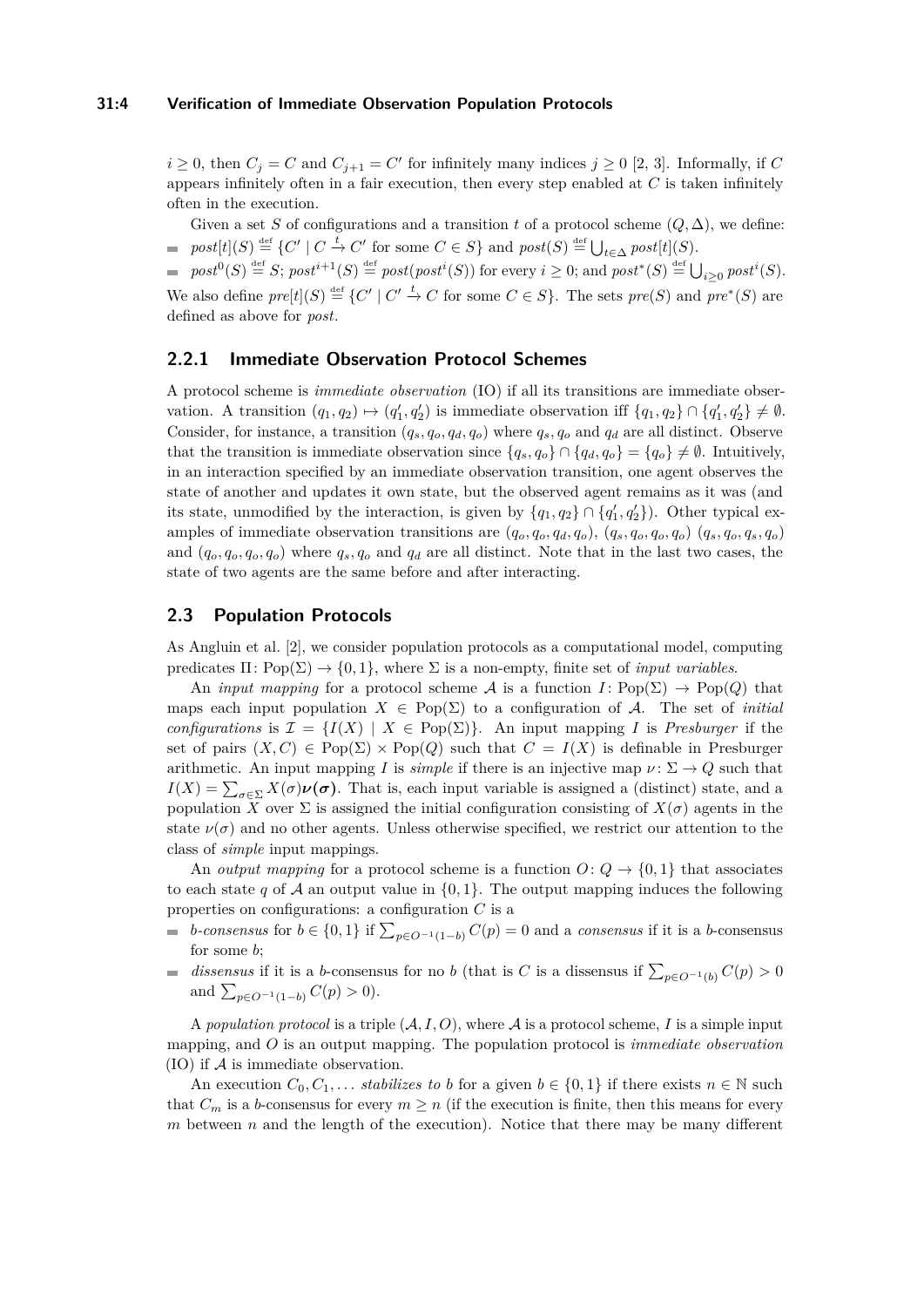$i \geq 0$, then $C_j = C$ and $C_{j+1} = C'$ for infinitely many indices $j \geq 0$ [2, 3]. Informally, if $C$ appears infinitely often in a fair execution, then every step enabled at $C$ is taken infinitely often in the execution.

Given a set $S$ of configurations and a transition $t$ of a protocol scheme $(Q, \Delta)$, we define:

- $post[t](S) \stackrel{\text{def}}{=} \{C' \mid C \xrightarrow{t} C' \text{ for some } C \in S\}$ and $post(S) \stackrel{\text{def}}{=} \bigcup_{t \in \Delta} post[t](S)$.
- $post^0(S) \stackrel{\text{def}}{=} S$; $post^{i+1}(S) \stackrel{\text{def}}{=} post(post^i(S))$ for every $i \geq 0$; and $post^*(S) \stackrel{\text{def}}{=} \bigcup_{i \geq 0} post^i(S)$.

We also define $pre[t](S) \stackrel{\text{def}}{=} \{C' \mid C' \xrightarrow{t} C \text{ for some } C \in S\}$. The sets $pre(S)$ and $pre^*(S)$ are defined as above for $post$.

### 2.2.1 Immediate Observation Protocol Schemes

A protocol scheme is *immediate observation* (IO) if all its transitions are immediate observation. A transition $(q_1, q_2) \mapsto (q_1', q_2')$ is immediate observation iff $\{q_1, q_2\} \cap \{q_1', q_2'\} \neq \emptyset$. Consider, for instance, a transition $(q_s, q_o, q_d, q_o)$ where $q_s, q_o$ and $q_d$ are all distinct. Observe that the transition is immediate observation since $\{q_s, q_o\} \cap \{q_d, q_o\} = \{q_o\} \neq \emptyset$. Intuitively, in an interaction specified by an immediate observation transition, one agent observes the state of another and updates it own state, but the observed agent remains as it was (and its state, unmodified by the interaction, is given by $\{q_1, q_2\} \cap \{q_1', q_2'\}$). Other typical examples of immediate observation transitions are $(q_o, q_o, q_d, q_o)$, $(q_s, q_o, q_o, q_o)$ $(q_s, q_o, q_s, q_o)$ and $(q_o, q_o, q_o, q_o)$ where $q_s, q_o$ and $q_d$ are all distinct. Note that in the last two cases, the state of two agents are the same before and after interacting.

## 2.3 Population Protocols

As Angluin et al. [2], we consider population protocols as a computational model, computing predicates $\Pi\colon \text{Pop}(\Sigma) \to \{0, 1\}$, where $\Sigma$ is a non-empty, finite set of *input variables*.

An *input mapping* for a protocol scheme $\mathcal{A}$ is a function $I\colon \text{Pop}(\Sigma) \to \text{Pop}(Q)$ that maps each input population $X \in \text{Pop}(\Sigma)$ to a configuration of $\mathcal{A}$. The set of *initial configurations* is $\mathcal{I} = \{I(X) \mid X \in \text{Pop}(\Sigma)\}$. An input mapping $I$ is *Presburger* if the set of pairs $(X, C) \in \text{Pop}(\Sigma) \times \text{Pop}(Q)$ such that $C = I(X)$ is definable in Presburger arithmetic. An input mapping $I$ is *simple* if there is an injective map $\nu\colon \Sigma \to Q$ such that $I(X) = \sum_{\sigma \in \Sigma} X(\sigma)\boldsymbol{\nu(\sigma)}$. That is, each input variable is assigned a (distinct) state, and a population $X$ over $\Sigma$ is assigned the initial configuration consisting of $X(\sigma)$ agents in the state $\nu(\sigma)$ and no other agents. Unless otherwise specified, we restrict our attention to the class of *simple* input mappings.

An *output mapping* for a protocol scheme is a function $O\colon Q \to \{0, 1\}$ that associates to each state $q$ of $\mathcal{A}$ an output value in $\{0, 1\}$. The output mapping induces the following properties on configurations: a configuration $C$ is a

- *b-consensus* for $b \in \{0, 1\}$ if $\sum_{p \in O^{-1}(1-b)} C(p) = 0$ and a *consensus* if it is a $b$-consensus for some $b$;
- *dissensus* if it is a $b$-consensus for no $b$ (that is $C$ is a dissensus if $\sum_{p \in O^{-1}(b)} C(p) > 0$ and $\sum_{p \in O^{-1}(1-b)} C(p) > 0$).

A *population protocol* is a triple $(\mathcal{A}, I, O)$, where $\mathcal{A}$ is a protocol scheme, $I$ is a simple input mapping, and $O$ is an output mapping. The population protocol is *immediate observation* (IO) if $\mathcal{A}$ is immediate observation.

An execution $C_0, C_1, \ldots$ *stabilizes to* $b$ for a given $b \in \{0, 1\}$ if there exists $n \in \mathbb{N}$ such that $C_m$ is a $b$-consensus for every $m \geq n$ (if the execution is finite, then this means for every $m$ between $n$ and the length of the execution). Notice that there may be many different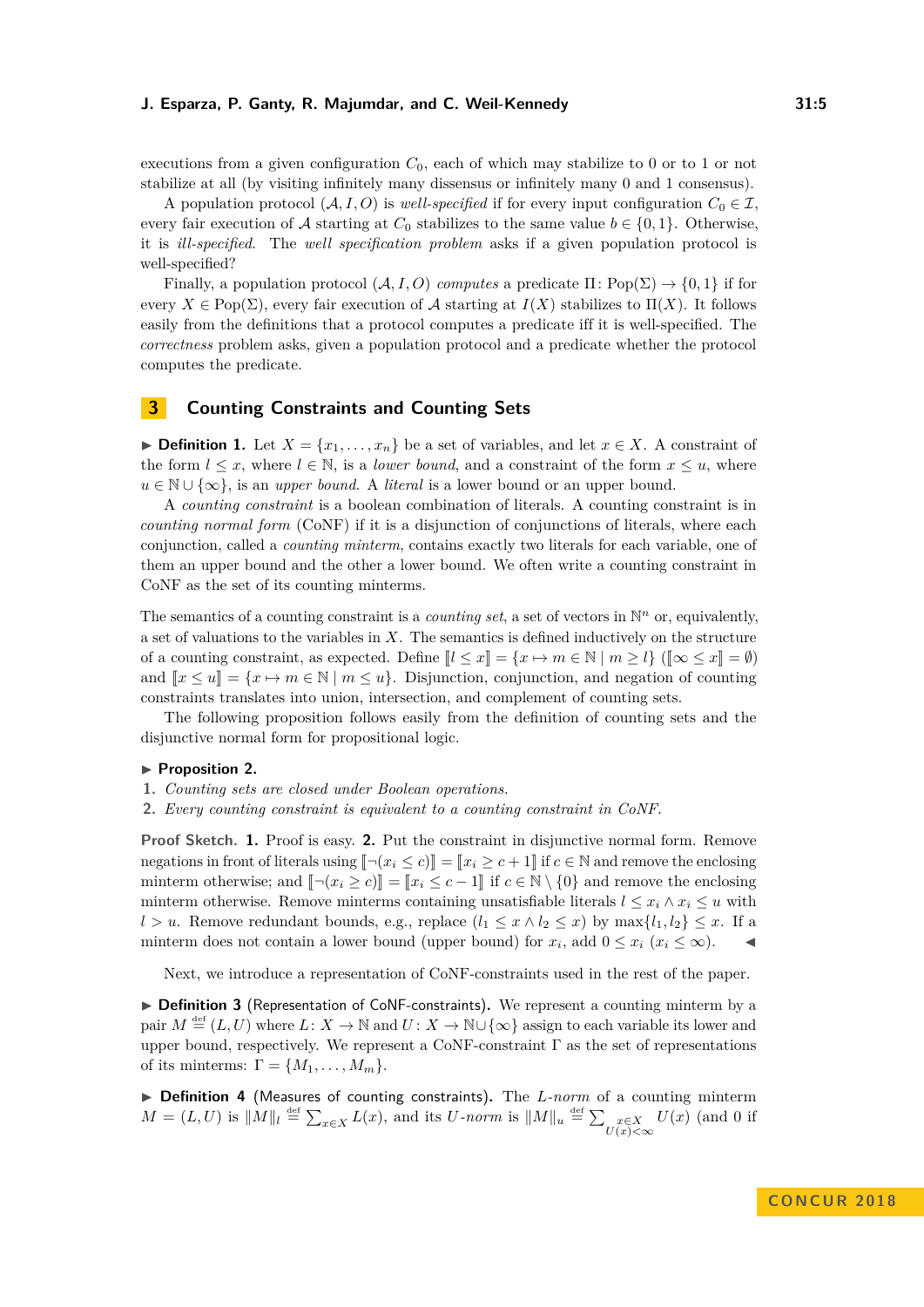executions from a given configuration $C_0$, each of which may stabilize to 0 or to 1 or not stabilize at all (by visiting infinitely many dissensus or infinitely many 0 and 1 consensus).

A population protocol $(\mathcal{A}, I, O)$ is *well-specified* if for every input configuration $C_0 \in \mathcal{I}$, every fair execution of $\mathcal{A}$ starting at $C_0$ stabilizes to the same value $b \in \{0, 1\}$. Otherwise, it is *ill-specified*. The *well specification problem* asks if a given population protocol is well-specified?

Finally, a population protocol $(\mathcal{A}, I, O)$ *computes* a predicate $\Pi\colon \mathrm{Pop}(\Sigma) \to \{0, 1\}$ if for every $X \in \mathrm{Pop}(\Sigma)$, every fair execution of $\mathcal{A}$ starting at $I(X)$ stabilizes to $\Pi(X)$. It follows easily from the definitions that a protocol computes a predicate iff it is well-specified. The *correctness* problem asks, given a population protocol and a predicate whether the protocol computes the predicate.

## 3 Counting Constraints and Counting Sets

▶ **Definition 1.** Let $X = \{x_1, \ldots, x_n\}$ be a set of variables, and let $x \in X$. A constraint of the form $l \leq x$, where $l \in \mathbb{N}$, is a *lower bound*, and a constraint of the form $x \leq u$, where $u \in \mathbb{N} \cup \{\infty\}$, is an *upper bound*. A *literal* is a lower bound or an upper bound.

A *counting constraint* is a boolean combination of literals. A counting constraint is in *counting normal form* (CoNF) if it is a disjunction of conjunctions of literals, where each conjunction, called a *counting minterm*, contains exactly two literals for each variable, one of them an upper bound and the other a lower bound. We often write a counting constraint in CoNF as the set of its counting minterms.

The semantics of a counting constraint is a *counting set*, a set of vectors in $\mathbb{N}^n$ or, equivalently, a set of valuations to the variables in $X$. The semantics is defined inductively on the structure of a counting constraint, as expected. Define $[\![l \leq x]\!] = \{x \mapsto m \in \mathbb{N} \mid m \geq l\}$ ($[\![\infty \leq x]\!] = \emptyset$) and $[\![x \leq u]\!] = \{x \mapsto m \in \mathbb{N} \mid m \leq u\}$. Disjunction, conjunction, and negation of counting constraints translates into union, intersection, and complement of counting sets.

The following proposition follows easily from the definition of counting sets and the disjunctive normal form for propositional logic.

▶ **Proposition 2.**
1. *Counting sets are closed under Boolean operations.*
2. *Every counting constraint is equivalent to a counting constraint in CoNF.*

**Proof Sketch.** **1.** Proof is easy. **2.** Put the constraint in disjunctive normal form. Remove negations in front of literals using $[\![\neg(x_i \leq c)]\!] = [\![x_i \geq c+1]\!]$ if $c \in \mathbb{N}$ and remove the enclosing minterm otherwise; and $[\![\neg(x_i \geq c)]\!] = [\![x_i \leq c-1]\!]$ if $c \in \mathbb{N} \setminus \{0\}$ and remove the enclosing minterm otherwise. Remove minterms containing unsatisfiable literals $l \leq x_i \wedge x_i \leq u$ with $l > u$. Remove redundant bounds, e.g., replace $(l_1 \leq x \wedge l_2 \leq x)$ by $\max\{l_1, l_2\} \leq x$. If a minterm does not contain a lower bound (upper bound) for $x_i$, add $0 \leq x_i$ ($x_i \leq \infty$). ◀

Next, we introduce a representation of CoNF-constraints used in the rest of the paper.

▶ **Definition 3** (Representation of CoNF-constraints)**.** We represent a counting minterm by a pair $M \stackrel{\text{def}}{=} (L, U)$ where $L\colon X \to \mathbb{N}$ and $U\colon X \to \mathbb{N} \cup \{\infty\}$ assign to each variable its lower and upper bound, respectively. We represent a CoNF-constraint $\Gamma$ as the set of representations of its minterms: $\Gamma = \{M_1, \ldots, M_m\}$.

▶ **Definition 4** (Measures of counting constraints)**.** The *L-norm* of a counting minterm $M = (L, U)$ is $\|M\|_l \stackrel{\text{def}}{=} \sum_{x \in X} L(x)$, and its *U-norm* is $\|M\|_u \stackrel{\text{def}}{=} \sum_{\substack{x \in X \\ U(x) < \infty}} U(x)$ (and 0 if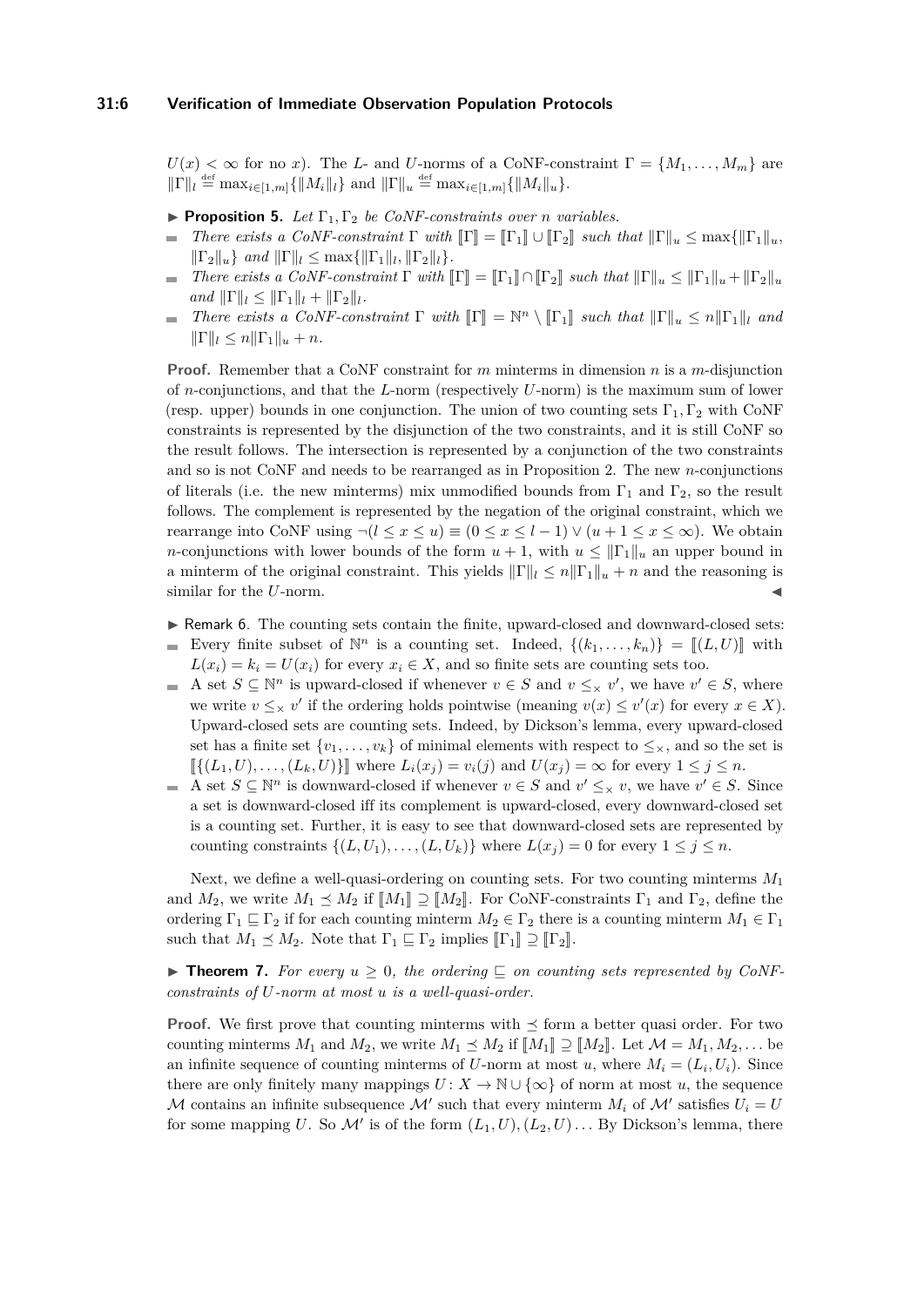$U(x) < \infty$ for no $x$). The $L$- and $U$-norms of a CoNF-constraint $\Gamma = \{M_1, \ldots, M_m\}$ are $\|\Gamma\|_l \stackrel{\text{def}}{=} \max_{i \in [1,m]}\{\|M_i\|_l\}$ and $\|\Gamma\|_u \stackrel{\text{def}}{=} \max_{i \in [1,m]}\{\|M_i\|_u\}$.

▶ **Proposition 5.** *Let $\Gamma_1, \Gamma_2$ be CoNF-constraints over $n$ variables.*

- *There exists a CoNF-constraint $\Gamma$ with $[\![\Gamma]\!] = [\![\Gamma_1]\!] \cup [\![\Gamma_2]\!]$ such that $\|\Gamma\|_u \leq \max\{\|\Gamma_1\|_u, \|\Gamma_2\|_u\}$ and $\|\Gamma\|_l \leq \max\{\|\Gamma_1\|_l, \|\Gamma_2\|_l\}$.*
- *There exists a CoNF-constraint $\Gamma$ with $[\![\Gamma]\!] = [\![\Gamma_1]\!] \cap [\![\Gamma_2]\!]$ such that $\|\Gamma\|_u \leq \|\Gamma_1\|_u + \|\Gamma_2\|_u$ and $\|\Gamma\|_l \leq \|\Gamma_1\|_l + \|\Gamma_2\|_l$.*
- *There exists a CoNF-constraint $\Gamma$ with $[\![\Gamma]\!] = \mathbb{N}^n \setminus [\![\Gamma_1]\!]$ such that $\|\Gamma\|_u \leq n\|\Gamma_1\|_l$ and $\|\Gamma\|_l \leq n\|\Gamma_1\|_u + n$.*

**Proof.** Remember that a CoNF constraint for $m$ minterms in dimension $n$ is a $m$-disjunction of $n$-conjunctions, and that the $L$-norm (respectively $U$-norm) is the maximum sum of lower (resp. upper) bounds in one conjunction. The union of two counting sets $\Gamma_1, \Gamma_2$ with CoNF constraints is represented by the disjunction of the two constraints, and it is still CoNF so the result follows. The intersection is represented by a conjunction of the two constraints and so is not CoNF and needs to be rearranged as in Proposition 2. The new $n$-conjunctions of literals (i.e. the new minterms) mix unmodified bounds from $\Gamma_1$ and $\Gamma_2$, so the result follows. The complement is represented by the negation of the original constraint, which we rearrange into CoNF using $\neg(l \leq x \leq u) \equiv (0 \leq x \leq l-1) \vee (u+1 \leq x \leq \infty)$. We obtain $n$-conjunctions with lower bounds of the form $u+1$, with $u \leq \|\Gamma_1\|_u$ an upper bound in a minterm of the original constraint. This yields $\|\Gamma\|_l \leq n\|\Gamma_1\|_u + n$ and the reasoning is similar for the $U$-norm. ◀

▶ Remark 6. The counting sets contain the finite, upward-closed and downward-closed sets:

- Every finite subset of $\mathbb{N}^n$ is a counting set. Indeed, $\{(k_1, \ldots, k_n)\} = [\![(L, U)]\!]$ with $L(x_i) = k_i = U(x_i)$ for every $x_i \in X$, and so finite sets are counting sets too.
- A set $S \subseteq \mathbb{N}^n$ is upward-closed if whenever $v \in S$ and $v \leq_\times v'$, we have $v' \in S$, where we write $v \leq_\times v'$ if the ordering holds pointwise (meaning $v(x) \leq v'(x)$ for every $x \in X$). Upward-closed sets are counting sets. Indeed, by Dickson's lemma, every upward-closed set has a finite set $\{v_1, \ldots, v_k\}$ of minimal elements with respect to $\leq_\times$, and so the set is $[\![\{(L_1, U), \ldots, (L_k, U)\}]\!]$ where $L_i(x_j) = v_i(j)$ and $U(x_j) = \infty$ for every $1 \leq j \leq n$.
- A set $S \subseteq \mathbb{N}^n$ is downward-closed if whenever $v \in S$ and $v' \leq_\times v$, we have $v' \in S$. Since a set is downward-closed iff its complement is upward-closed, every downward-closed set is a counting set. Further, it is easy to see that downward-closed sets are represented by counting constraints $\{(L, U_1), \ldots, (L, U_k)\}$ where $L(x_j) = 0$ for every $1 \leq j \leq n$.

Next, we define a well-quasi-ordering on counting sets. For two counting minterms $M_1$ and $M_2$, we write $M_1 \preceq M_2$ if $[\![M_1]\!] \supseteq [\![M_2]\!]$. For CoNF-constraints $\Gamma_1$ and $\Gamma_2$, define the ordering $\Gamma_1 \sqsubseteq \Gamma_2$ if for each counting minterm $M_2 \in \Gamma_2$ there is a counting minterm $M_1 \in \Gamma_1$ such that $M_1 \preceq M_2$. Note that $\Gamma_1 \sqsubseteq \Gamma_2$ implies $[\![\Gamma_1]\!] \supseteq [\![\Gamma_2]\!]$.

▶ **Theorem 7.** *For every $u \geq 0$, the ordering $\sqsubseteq$ on counting sets represented by CoNF-constraints of $U$-norm at most $u$ is a well-quasi-order.*

**Proof.** We first prove that counting minterms with $\preceq$ form a better quasi order. For two counting minterms $M_1$ and $M_2$, we write $M_1 \preceq M_2$ if $[\![M_1]\!] \supseteq [\![M_2]\!]$. Let $\mathcal{M} = M_1, M_2, \ldots$ be an infinite sequence of counting minterms of $U$-norm at most $u$, where $M_i = (L_i, U_i)$. Since there are only finitely many mappings $U : X \to \mathbb{N} \cup \{\infty\}$ of norm at most $u$, the sequence $\mathcal{M}$ contains an infinite subsequence $\mathcal{M}'$ such that every minterm $M_i$ of $\mathcal{M}'$ satisfies $U_i = U$ for some mapping $U$. So $\mathcal{M}'$ is of the form $(L_1, U), (L_2, U) \ldots$ By Dickson's lemma, there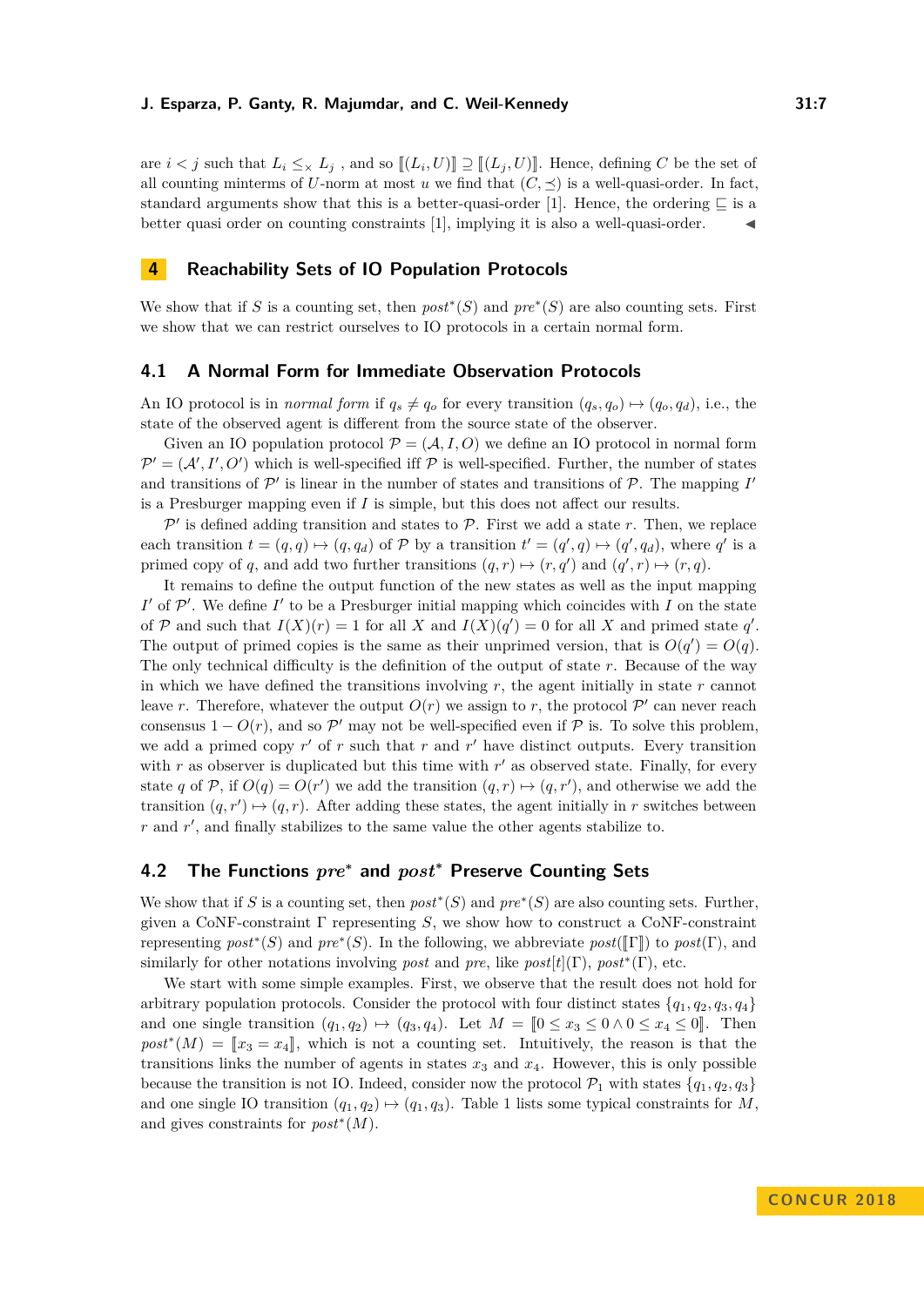are $i < j$ such that $L_i \leq_\times L_j$ , and so $[\![(L_i, U)]\!] \supseteq [\![(L_j, U)]\!]$. Hence, defining $C$ be the set of all counting minterms of $U$-norm at most $u$ we find that $(C, \preceq)$ is a well-quasi-order. In fact, standard arguments show that this is a better-quasi-order [1]. Hence, the ordering $\sqsubseteq$ is a better quasi order on counting constraints [1], implying it is also a well-quasi-order. ◀

# 4 Reachability Sets of IO Population Protocols

We show that if $S$ is a counting set, then $post^*(S)$ and $pre^*(S)$ are also counting sets. First we show that we can restrict ourselves to IO protocols in a certain normal form.

## 4.1 A Normal Form for Immediate Observation Protocols

An IO protocol is in *normal form* if $q_s \neq q_o$ for every transition $(q_s, q_o) \mapsto (q_o, q_d)$, i.e., the state of the observed agent is different from the source state of the observer.

Given an IO population protocol $\mathcal{P} = (\mathcal{A}, I, O)$ we define an IO protocol in normal form $\mathcal{P}' = (\mathcal{A}', I', O')$ which is well-specified iff $\mathcal{P}$ is well-specified. Further, the number of states and transitions of $\mathcal{P}'$ is linear in the number of states and transitions of $\mathcal{P}$. The mapping $I'$ is a Presburger mapping even if $I$ is simple, but this does not affect our results.

$\mathcal{P}'$ is defined adding transition and states to $\mathcal{P}$. First we add a state $r$. Then, we replace each transition $t = (q, q) \mapsto (q, q_d)$ of $\mathcal{P}$ by a transition $t' = (q', q) \mapsto (q', q_d)$, where $q'$ is a primed copy of $q$, and add two further transitions $(q, r) \mapsto (r, q')$ and $(q', r) \mapsto (r, q)$.

It remains to define the output function of the new states as well as the input mapping $I'$ of $\mathcal{P}'$. We define $I'$ to be a Presburger initial mapping which coincides with $I$ on the state of $\mathcal{P}$ and such that $I(X)(r) = 1$ for all $X$ and $I(X)(q') = 0$ for all $X$ and primed state $q'$. The output of primed copies is the same as their unprimed version, that is $O(q') = O(q)$. The only technical difficulty is the definition of the output of state $r$. Because of the way in which we have defined the transitions involving $r$, the agent initially in state $r$ cannot leave $r$. Therefore, whatever the output $O(r)$ we assign to $r$, the protocol $\mathcal{P}'$ can never reach consensus $1 - O(r)$, and so $\mathcal{P}'$ may not be well-specified even if $\mathcal{P}$ is. To solve this problem, we add a primed copy $r'$ of $r$ such that $r$ and $r'$ have distinct outputs. Every transition with $r$ as observer is duplicated but this time with $r'$ as observed state. Finally, for every state $q$ of $\mathcal{P}$, if $O(q) = O(r')$ we add the transition $(q, r) \mapsto (q, r')$, and otherwise we add the transition $(q, r') \mapsto (q, r)$. After adding these states, the agent initially in $r$ switches between $r$ and $r'$, and finally stabilizes to the same value the other agents stabilize to.

## 4.2 The Functions $pre^*$ and $post^*$ Preserve Counting Sets

We show that if $S$ is a counting set, then $post^*(S)$ and $pre^*(S)$ are also counting sets. Further, given a CoNF-constraint $\Gamma$ representing $S$, we show how to construct a CoNF-constraint representing $post^*(S)$ and $pre^*(S)$. In the following, we abbreviate $post([\![\Gamma]\!])$ to $post(\Gamma)$, and similarly for other notations involving $post$ and $pre$, like $post[t](\Gamma)$, $post^*(\Gamma)$, etc.

We start with some simple examples. First, we observe that the result does not hold for arbitrary population protocols. Consider the protocol with four distinct states $\{q_1, q_2, q_3, q_4\}$ and one single transition $(q_1, q_2) \mapsto (q_3, q_4)$. Let $M = [\![0 \leq x_3 \leq 0 \wedge 0 \leq x_4 \leq 0]\!]$. Then $post^*(M) = [\![x_3 = x_4]\!]$, which is not a counting set. Intuitively, the reason is that the transitions links the number of agents in states $x_3$ and $x_4$. However, this is only possible because the transition is not IO. Indeed, consider now the protocol $\mathcal{P}_1$ with states $\{q_1, q_2, q_3\}$ and one single IO transition $(q_1, q_2) \mapsto (q_1, q_3)$. Table 1 lists some typical constraints for $M$, and gives constraints for $post^*(M)$.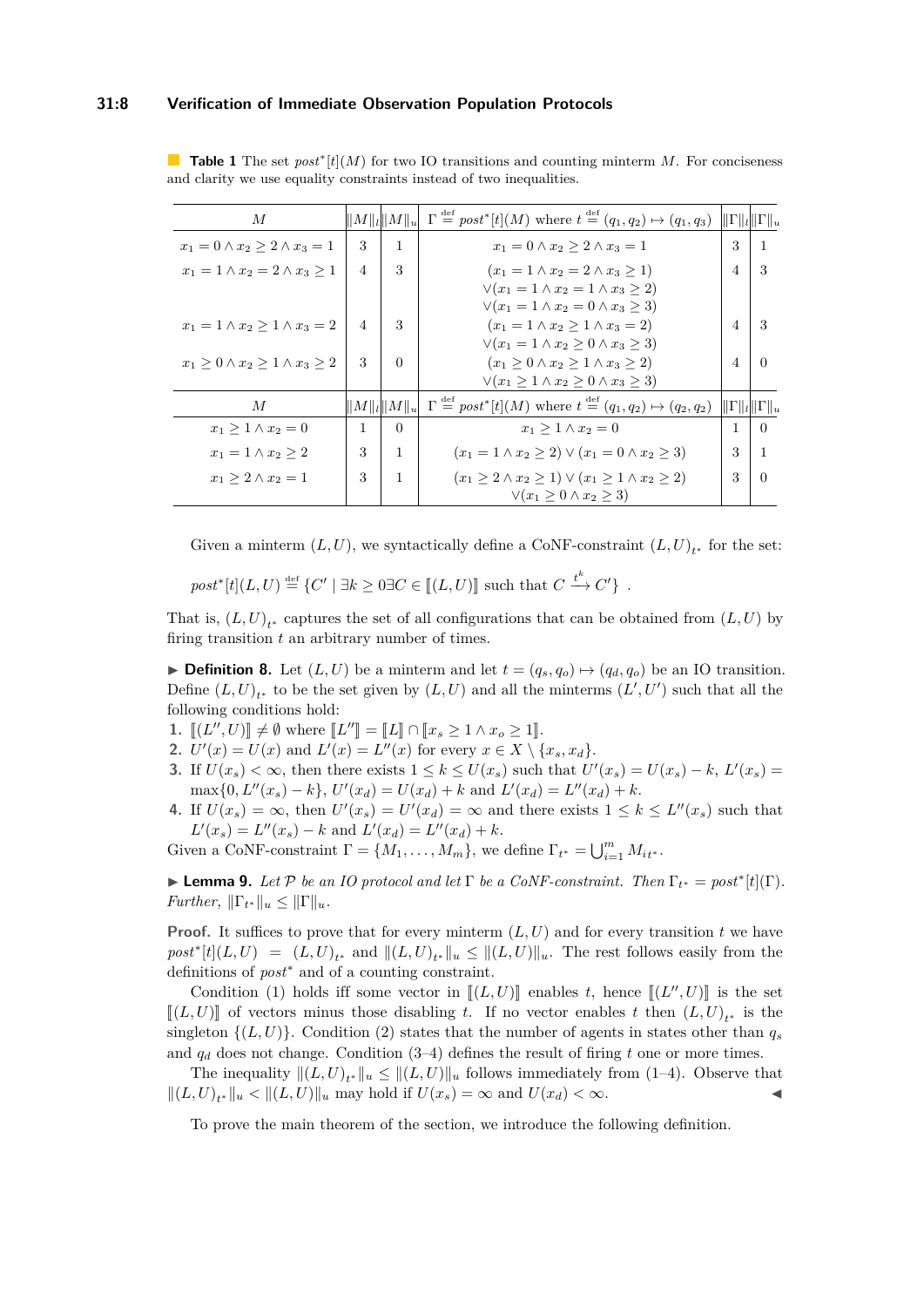**Table 1** The set $post^*[t](M)$ for two IO transitions and counting minterm $M$. For conciseness and clarity we use equality constraints instead of two inequalities.

| $M$ | $\\|M\\|_l$ | $\\|M\\|_u$ | $\Gamma \stackrel{\text{def}}{=} post^*[t](M)$ where $t \stackrel{\text{def}}{=} (q_1, q_2) \mapsto (q_1, q_3)$ | $\\|\Gamma\\|_l$ | $\\|\Gamma\\|_u$ |
|---|---|---|---|---|---|
| $x_1 = 0 \wedge x_2 \geq 2 \wedge x_3 = 1$ | 3 | 1 | $x_1 = 0 \wedge x_2 \geq 2 \wedge x_3 = 1$ | 3 | 1 |
| $x_1 = 1 \wedge x_2 = 2 \wedge x_3 \geq 1$ | 4 | 3 | $(x_1 = 1 \wedge x_2 = 2 \wedge x_3 \geq 1)$ $\vee (x_1 = 1 \wedge x_2 = 1 \wedge x_3 \geq 2)$ $\vee (x_1 = 1 \wedge x_2 = 0 \wedge x_3 \geq 3)$ | 4 | 3 |
| $x_1 = 1 \wedge x_2 \geq 1 \wedge x_3 = 2$ | 4 | 3 | $(x_1 = 1 \wedge x_2 \geq 1 \wedge x_3 = 2)$ $\vee (x_1 = 1 \wedge x_2 \geq 0 \wedge x_3 \geq 3)$ | 4 | 3 |
| $x_1 \geq 0 \wedge x_2 \geq 1 \wedge x_3 \geq 2$ | 3 | 0 | $(x_1 \geq 0 \wedge x_2 \geq 1 \wedge x_3 \geq 2)$ $\vee (x_1 \geq 1 \wedge x_2 \geq 0 \wedge x_3 \geq 3)$ | 4 | 0 |
| $M$ | $\\|M\\|_l$ | $\\|M\\|_u$ | $\Gamma \stackrel{\text{def}}{=} post^*[t](M)$ where $t \stackrel{\text{def}}{=} (q_1, q_2) \mapsto (q_2, q_2)$ | $\\|\Gamma\\|_l$ | $\\|\Gamma\\|_u$ |
| $x_1 \geq 1 \wedge x_2 = 0$ | 1 | 0 | $x_1 \geq 1 \wedge x_2 = 0$ | 1 | 0 |
| $x_1 = 1 \wedge x_2 \geq 2$ | 3 | 1 | $(x_1 = 1 \wedge x_2 \geq 2) \vee (x_1 = 0 \wedge x_2 \geq 3)$ | 3 | 1 |
| $x_1 \geq 2 \wedge x_2 = 1$ | 3 | 1 | $(x_1 \geq 2 \wedge x_2 \geq 1) \vee (x_1 \geq 1 \wedge x_2 \geq 2)$ $\vee (x_1 \geq 0 \wedge x_2 \geq 3)$ | 3 | 0 |

Given a minterm $(L, U)$, we syntactically define a CoNF-constraint $(L, U)_{t^*}$ for the set:

$$post^*[t](L, U) \stackrel{\text{def}}{=} \{C' \mid \exists k \geq 0 \exists C \in [\![(L, U)]\!] \text{ such that } C \xrightarrow{t^k} C'\} \ .$$

That is, $(L, U)_{t^*}$ captures the set of all configurations that can be obtained from $(L, U)$ by firing transition $t$ an arbitrary number of times.

▶ **Definition 8.** Let $(L, U)$ be a minterm and let $t = (q_s, q_o) \mapsto (q_d, q_o)$ be an IO transition. Define $(L, U)_{t^*}$ to be the set given by $(L, U)$ and all the minterms $(L', U')$ such that all the following conditions hold:

1. $[\![(L'', U)]\!] \neq \emptyset$ where $[\![L'']\!] = [\![L]\!] \cap [\![x_s \geq 1 \wedge x_o \geq 1]\!]$.
2. $U'(x) = U(x)$ and $L'(x) = L''(x)$ for every $x \in X \setminus \{x_s, x_d\}$.
3. If $U(x_s) < \infty$, then there exists $1 \leq k \leq U(x_s)$ such that $U'(x_s) = U(x_s) - k$, $L'(x_s) = \max\{0, L''(x_s) - k\}$, $U'(x_d) = U(x_d) + k$ and $L'(x_d) = L''(x_d) + k$.
4. If $U(x_s) = \infty$, then $U'(x_s) = U'(x_d) = \infty$ and there exists $1 \leq k \leq L''(x_s)$ such that $L'(x_s) = L''(x_s) - k$ and $L'(x_d) = L''(x_d) + k$.

Given a CoNF-constraint $\Gamma = \{M_1, \ldots, M_m\}$, we define $\Gamma_{t^*} = \bigcup_{i=1}^{m} M_{i t^*}$.

▶ **Lemma 9.** *Let $\mathcal{P}$ be an IO protocol and let $\Gamma$ be a CoNF-constraint. Then $\Gamma_{t^*} = post^*[t](\Gamma)$. Further, $\|\Gamma_{t^*}\|_u \leq \|\Gamma\|_u$.*

**Proof.** It suffices to prove that for every minterm $(L, U)$ and for every transition $t$ we have $post^*[t](L, U) = (L, U)_{t^*}$ and $\|(L, U)_{t^*}\|_u \leq \|(L, U)\|_u$. The rest follows easily from the definitions of $post^*$ and of a counting constraint.

Condition (1) holds iff some vector in $[\![(L, U)]\!]$ enables $t$, hence $[\![(L'', U)]\!]$ is the set $[\![(L, U)]\!]$ of vectors minus those disabling $t$. If no vector enables $t$ then $(L, U)_{t^*}$ is the singleton $\{(L, U)\}$. Condition (2) states that the number of agents in states other than $q_s$ and $q_d$ does not change. Condition (3–4) defines the result of firing $t$ one or more times.

The inequality $\|(L, U)_{t^*}\|_u \leq \|(L, U)\|_u$ follows immediately from (1–4). Observe that $\|(L, U)_{t^*}\|_u < \|(L, U)\|_u$ may hold if $U(x_s) = \infty$ and $U(x_d) < \infty$. ◀

To prove the main theorem of the section, we introduce the following definition.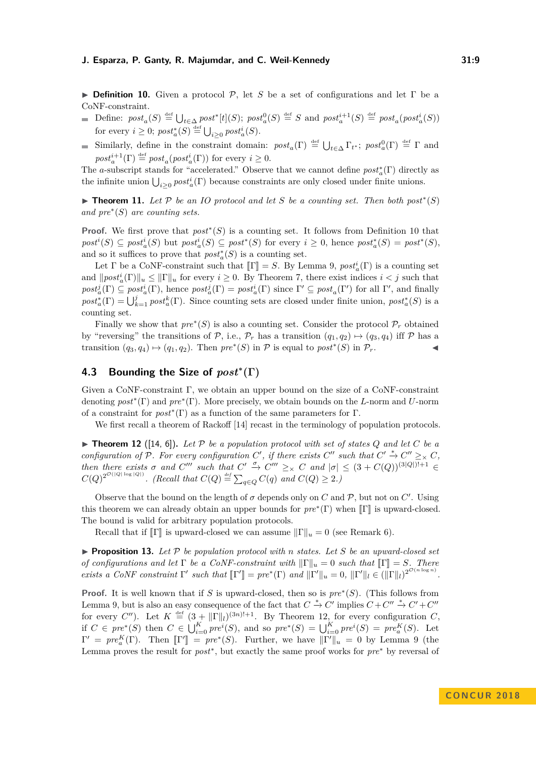▶ **Definition 10.** Given a protocol $\mathcal{P}$, let $S$ be a set of configurations and let $\Gamma$ be a CoNF-constraint.

- Define: $post_a(S) \stackrel{\text{def}}{=} \bigcup_{t\in\Delta} post^*[t](S)$; $post_a^0(S) \stackrel{\text{def}}{=} S$ and $post_a^{i+1}(S) \stackrel{\text{def}}{=} post_a(post_a^i(S))$ for every $i \geq 0$; $post_a^*(S) \stackrel{\text{def}}{=} \bigcup_{i\geq 0} post_a^i(S)$.
- Similarly, define in the constraint domain: $post_a(\Gamma) \stackrel{\text{def}}{=} \bigcup_{t\in\Delta} \Gamma_{t^*}$; $post_a^0(\Gamma) \stackrel{\text{def}}{=} \Gamma$ and $post_a^{i+1}(\Gamma) \stackrel{\text{def}}{=} post_a(post_a^i(\Gamma))$ for every $i \geq 0$.

The $a$-subscript stands for "accelerated." Observe that we cannot define $post_a^*(\Gamma)$ directly as the infinite union $\bigcup_{i\geq 0} post_a^i(\Gamma)$ because constraints are only closed under finite unions.

▶ **Theorem 11.** *Let $\mathcal{P}$ be an IO protocol and let $S$ be a counting set. Then both $post^*(S)$ and $pre^*(S)$ are counting sets.*

**Proof.** We first prove that $post^*(S)$ is a counting set. It follows from Definition 10 that $post^i(S) \subseteq post_a^i(S)$ but $post_a^i(S) \subseteq post^*(S)$ for every $i \geq 0$, hence $post_a^*(S) = post^*(S)$, and so it suffices to prove that $post_a^*(S)$ is a counting set.

Let $\Gamma$ be a CoNF-constraint such that $[\![\Gamma]\!] = S$. By Lemma 9, $post_a^i(\Gamma)$ is a counting set and $\|post_a^i(\Gamma)\|_u \leq \|\Gamma\|_u$ for every $i \geq 0$. By Theorem 7, there exist indices $i < j$ such that $post_a^j(\Gamma) \subseteq post_a^i(\Gamma)$, hence $post_a^j(\Gamma) = post_a^i(\Gamma)$ since $\Gamma' \subseteq post_a(\Gamma')$ for all $\Gamma'$, and finally $post_a^*(\Gamma) = \bigcup_{k=1}^{j} post_a^k(\Gamma)$. Since counting sets are closed under finite union, $post_a^*(S)$ is a counting set.

Finally we show that $pre^*(S)$ is also a counting set. Consider the protocol $\mathcal{P}_r$ obtained by "reversing" the transitions of $\mathcal{P}$, i.e., $\mathcal{P}_r$ has a transition $(q_1, q_2) \mapsto (q_3, q_4)$ iff $\mathcal{P}$ has a transition $(q_3, q_4) \mapsto (q_1, q_2)$. Then $pre^*(S)$ in $\mathcal{P}$ is equal to $post^*(S)$ in $\mathcal{P}_r$. ◀

## 4.3 Bounding the Size of $post^*(\Gamma)$

Given a CoNF-constraint $\Gamma$, we obtain an upper bound on the size of a CoNF-constraint denoting $post^*(\Gamma)$ and $pre^*(\Gamma)$. More precisely, we obtain bounds on the $L$-norm and $U$-norm of a constraint for $post^*(\Gamma)$ as a function of the same parameters for $\Gamma$.

We first recall a theorem of Rackoff [14] recast in the terminology of population protocols.

▶ **Theorem 12** ([14, 6]). *Let $\mathcal{P}$ be a population protocol with set of states $Q$ and let $C$ be a configuration of $\mathcal{P}$. For every configuration $C'$, if there exists $C''$ such that $C' \xrightarrow{*} C'' \geq_\times C$, then there exists $\sigma$ and $C'''$ such that $C' \xrightarrow{\sigma} C''' \geq_\times C$ and $|\sigma| \leq (3 + C(Q))^{(3|Q|)!+1} \in C(Q)^{2^{\mathcal{O}(|Q|\log|Q|)}}$. (Recall that $C(Q) \stackrel{\text{def}}{=} \sum_{q\in Q} C(q)$ and $C(Q) \geq 2$.)*

Observe that the bound on the length of $\sigma$ depends only on $C$ and $\mathcal{P}$, but not on $C'$. Using this theorem we can already obtain an upper bounds for $pre^*(\Gamma)$ when $[\![\Gamma]\!]$ is upward-closed. The bound is valid for arbitrary population protocols.

Recall that if $[\![\Gamma]\!]$ is upward-closed we can assume $\|\Gamma\|_u = 0$ (see Remark 6).

▶ **Proposition 13.** *Let $\mathcal{P}$ be population protocol with $n$ states. Let $S$ be an upward-closed set of configurations and let $\Gamma$ be a CoNF-constraint with $\|\Gamma\|_u = 0$ such that $[\![\Gamma]\!] = S$. There exists a CoNF constraint $\Gamma'$ such that $[\![\Gamma']\!] = pre^*(\Gamma)$ and $\|\Gamma'\|_u = 0$, $\|\Gamma'\|_l \in (\|\Gamma\|_l)^{2^{\mathcal{O}(n\log n)}}$.*

**Proof.** It is well known that if $S$ is upward-closed, then so is $pre^*(S)$. (This follows from Lemma 9, but is also an easy consequence of the fact that $C \xrightarrow{*} C'$ implies $C + C'' \xrightarrow{*} C' + C''$ for every $C''$). Let $K \stackrel{\text{def}}{=} (3 + \|\Gamma\|_l)^{(3n)!+1}$. By Theorem 12, for every configuration $C$, if $C \in pre^*(S)$ then $C \in \bigcup_{i=0}^{K} pre^i(S)$, and so $pre^*(S) = \bigcup_{i=0}^{K} pre^i(S) = pre_a^K(S)$. Let $\Gamma' = pre_a^K(\Gamma)$. Then $[\![\Gamma']\!] = pre^*(S)$. Further, we have $\|\Gamma'\|_u = 0$ by Lemma 9 (the Lemma proves the result for $post^*$, but exactly the same proof works for $pre^*$ by reversal of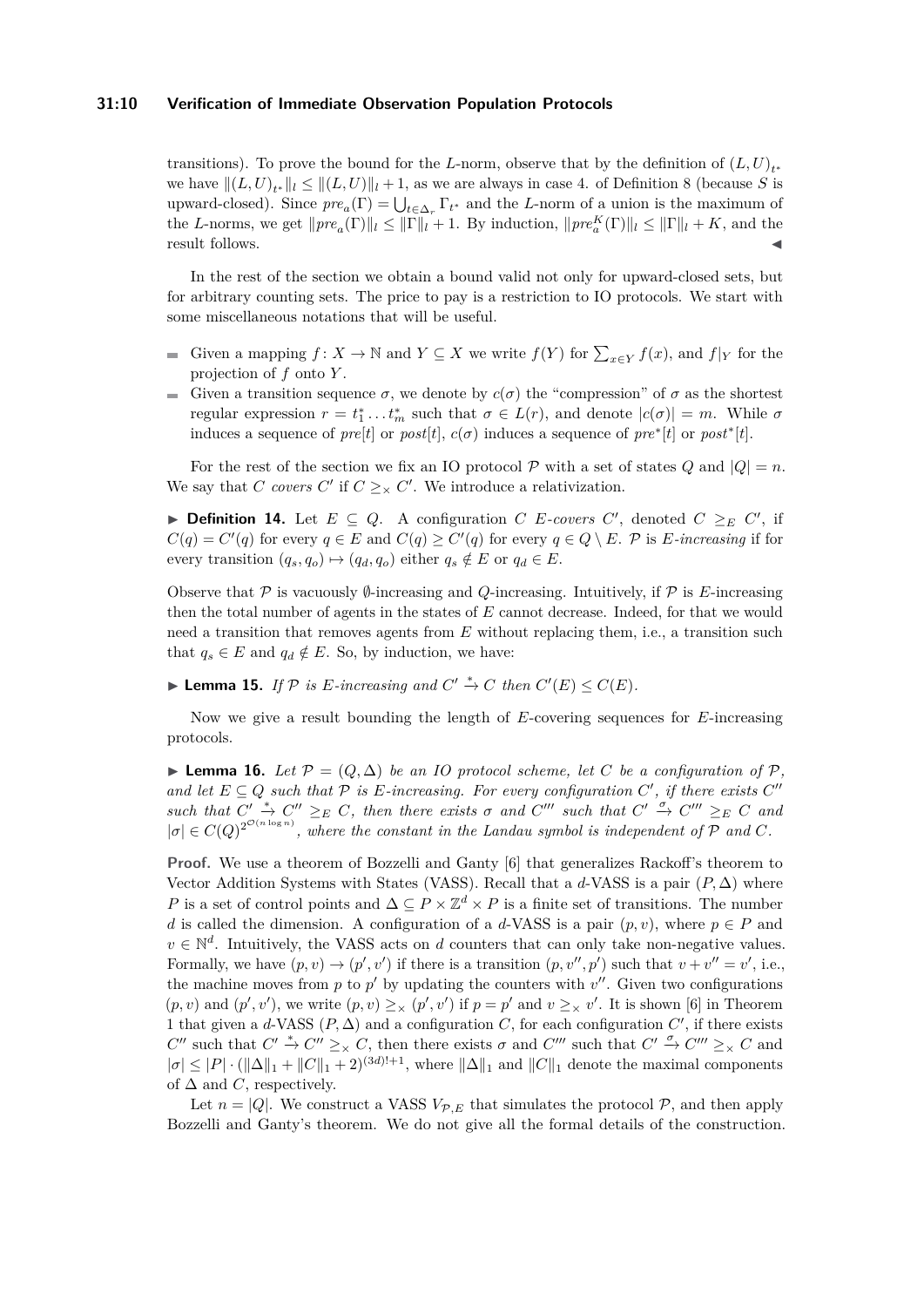transitions). To prove the bound for the $L$-norm, observe that by the definition of $(L,U)_{t^*}$ we have $\|(L,U)_{t^*}\|_l \leq \|(L,U)\|_l + 1$, as we are always in case 4. of Definition 8 (because $S$ is upward-closed). Since $pre_a(\Gamma) = \bigcup_{t \in \Delta_r} \Gamma_{t^*}$ and the $L$-norm of a union is the maximum of the $L$-norms, we get $\|pre_a(\Gamma)\|_l \leq \|\Gamma\|_l + 1$. By induction, $\|pre_a^K(\Gamma)\|_l \leq \|\Gamma\|_l + K$, and the result follows. ◀

In the rest of the section we obtain a bound valid not only for upward-closed sets, but for arbitrary counting sets. The price to pay is a restriction to IO protocols. We start with some miscellaneous notations that will be useful.

- Given a mapping $f\colon X \to \mathbb{N}$ and $Y \subseteq X$ we write $f(Y)$ for $\sum_{x \in Y} f(x)$, and $f|_Y$ for the projection of $f$ onto $Y$.
- Given a transition sequence $\sigma$, we denote by $c(\sigma)$ the "compression" of $\sigma$ as the shortest regular expression $r = t_1^* \dots t_m^*$ such that $\sigma \in L(r)$, and denote $|c(\sigma)| = m$. While $\sigma$ induces a sequence of $pre[t]$ or $post[t]$, $c(\sigma)$ induces a sequence of $pre^*[t]$ or $post^*[t]$.

For the rest of the section we fix an IO protocol $\mathcal{P}$ with a set of states $Q$ and $|Q| = n$. We say that $C$ *covers* $C'$ if $C \geq_\times C'$. We introduce a relativization.

▶ **Definition 14.** Let $E \subseteq Q$. A configuration $C$ *$E$-covers* $C'$, denoted $C \geq_E C'$, if $C(q) = C'(q)$ for every $q \in E$ and $C(q) \geq C'(q)$ for every $q \in Q \setminus E$. $\mathcal{P}$ is *$E$-increasing* if for every transition $(q_s, q_o) \mapsto (q_d, q_o)$ either $q_s \notin E$ or $q_d \in E$.

Observe that $\mathcal{P}$ is vacuously $\emptyset$-increasing and $Q$-increasing. Intuitively, if $\mathcal{P}$ is $E$-increasing then the total number of agents in the states of $E$ cannot decrease. Indeed, for that we would need a transition that removes agents from $E$ without replacing them, i.e., a transition such that $q_s \in E$ and $q_d \notin E$. So, by induction, we have:

▶ **Lemma 15.** *If $\mathcal{P}$ is $E$-increasing and $C' \xrightarrow{*} C$ then $C'(E) \leq C(E)$.*

Now we give a result bounding the length of $E$-covering sequences for $E$-increasing protocols.

▶ **Lemma 16.** *Let $\mathcal{P} = (Q, \Delta)$ be an IO protocol scheme, let $C$ be a configuration of $\mathcal{P}$, and let $E \subseteq Q$ such that $\mathcal{P}$ is $E$-increasing. For every configuration $C'$, if there exists $C''$ such that $C' \xrightarrow{*} C'' \geq_E C$, then there exists $\sigma$ and $C'''$ such that $C' \xrightarrow{\sigma} C''' \geq_E C$ and $|\sigma| \in C(Q)^{2^{\mathcal{O}(n \log n)}}$, where the constant in the Landau symbol is independent of $\mathcal{P}$ and $C$.*

**Proof.** We use a theorem of Bozzelli and Ganty [6] that generalizes Rackoff's theorem to Vector Addition Systems with States (VASS). Recall that a $d$-VASS is a pair $(P, \Delta)$ where $P$ is a set of control points and $\Delta \subseteq P \times \mathbb{Z}^d \times P$ is a finite set of transitions. The number $d$ is called the dimension. A configuration of a $d$-VASS is a pair $(p, v)$, where $p \in P$ and $v \in \mathbb{N}^d$. Intuitively, the VASS acts on $d$ counters that can only take non-negative values. Formally, we have $(p, v) \to (p', v')$ if there is a transition $(p, v'', p')$ such that $v + v'' = v'$, i.e., the machine moves from $p$ to $p'$ by updating the counters with $v''$. Given two configurations $(p, v)$ and $(p', v')$, we write $(p, v) \geq_\times (p', v')$ if $p = p'$ and $v \geq_\times v'$. It is shown [6] in Theorem 1 that given a $d$-VASS $(P, \Delta)$ and a configuration $C$, for each configuration $C'$, if there exists $C''$ such that $C' \xrightarrow{*} C'' \geq_\times C$, then there exists $\sigma$ and $C'''$ such that $C' \xrightarrow{\sigma} C''' \geq_\times C$ and $|\sigma| \leq |P| \cdot (\|\Delta\|_1 + \|C\|_1 + 2)^{(3d)!+1}$, where $\|\Delta\|_1$ and $\|C\|_1$ denote the maximal components of $\Delta$ and $C$, respectively.

Let $n = |Q|$. We construct a VASS $V_{\mathcal{P},E}$ that simulates the protocol $\mathcal{P}$, and then apply Bozzelli and Ganty's theorem. We do not give all the formal details of the construction.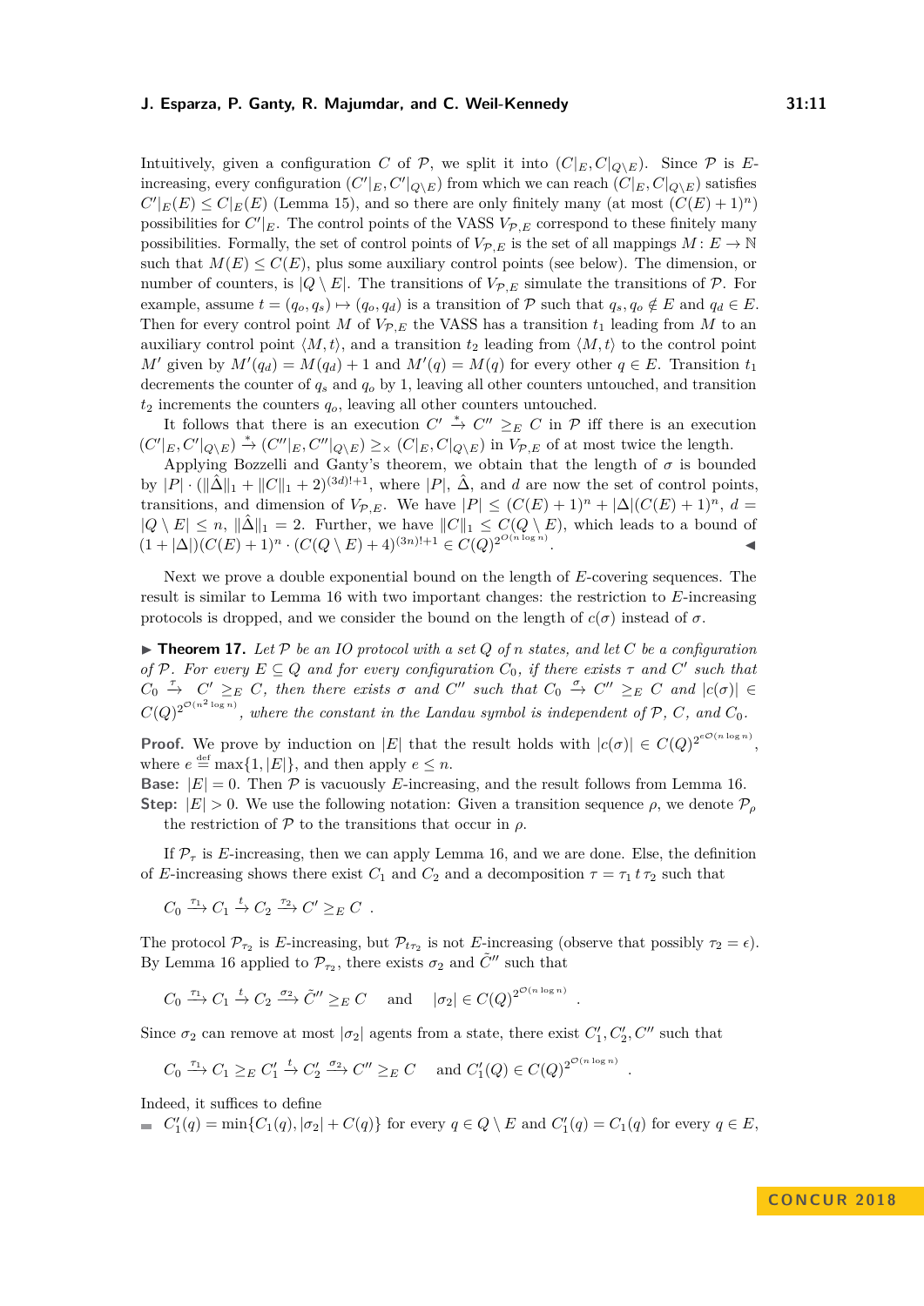Intuitively, given a configuration $C$ of $\mathcal{P}$, we split it into $(C|_E, C|_{Q\setminus E})$. Since $\mathcal{P}$ is $E$-increasing, every configuration $(C'|_E, C'|_{Q\setminus E})$ from which we can reach $(C|_E, C|_{Q\setminus E})$ satisfies $C'|_E(E) \leq C|_E(E)$ (Lemma 15), and so there are only finitely many (at most $(C(E)+1)^n$) possibilities for $C'|_E$. The control points of the VASS $V_{\mathcal{P},E}$ correspond to these finitely many possibilities. Formally, the set of control points of $V_{\mathcal{P},E}$ is the set of all mappings $M: E \to \mathbb{N}$ such that $M(E) \leq C(E)$, plus some auxiliary control points (see below). The dimension, or number of counters, is $|Q \setminus E|$. The transitions of $V_{\mathcal{P},E}$ simulate the transitions of $\mathcal{P}$. For example, assume $t = (q_o, q_s) \mapsto (q_o, q_d)$ is a transition of $\mathcal{P}$ such that $q_s, q_o \notin E$ and $q_d \in E$. Then for every control point $M$ of $V_{\mathcal{P},E}$ the VASS has a transition $t_1$ leading from $M$ to an auxiliary control point $\langle M, t\rangle$, and a transition $t_2$ leading from $\langle M, t\rangle$ to the control point $M'$ given by $M'(q_d) = M(q_d)+1$ and $M'(q) = M(q)$ for every other $q \in E$. Transition $t_1$ decrements the counter of $q_s$ and $q_o$ by 1, leaving all other counters untouched, and transition $t_2$ increments the counters $q_o$, leaving all other counters untouched.

It follows that there is an execution $C' \xrightarrow{*} C'' \geq_E C$ in $\mathcal{P}$ iff there is an execution $(C'|_E, C'|_{Q\setminus E}) \xrightarrow{*} (C''|_E, C''|_{Q\setminus E}) \geq_\times (C|_E, C|_{Q\setminus E})$ in $V_{\mathcal{P},E}$ of at most twice the length.

Applying Bozzelli and Ganty's theorem, we obtain that the length of $\sigma$ is bounded by $|P| \cdot (\|\hat{\Delta}\|_1 + \|C\|_1 + 2)^{(3d)!+1}$, where $|P|$, $\hat{\Delta}$, and $d$ are now the set of control points, transitions, and dimension of $V_{\mathcal{P},E}$. We have $|P| \leq (C(E)+1)^n + |\Delta|(C(E)+1)^n$, $d = |Q \setminus E| \leq n$, $\|\hat{\Delta}\|_1 = 2$. Further, we have $\|C\|_1 \leq C(Q \setminus E)$, which leads to a bound of $(1+|\Delta|)(C(E)+1)^n \cdot (C(Q\setminus E)+4)^{(3n)!+1} \in C(Q)^{2^{\mathcal{O}(n\log n)}}$. ◀

Next we prove a double exponential bound on the length of $E$-covering sequences. The result is similar to Lemma 16 with two important changes: the restriction to $E$-increasing protocols is dropped, and we consider the bound on the length of $c(\sigma)$ instead of $\sigma$.

▶ **Theorem 17.** *Let $\mathcal{P}$ be an IO protocol with a set $Q$ of $n$ states, and let $C$ be a configuration of $\mathcal{P}$. For every $E \subseteq Q$ and for every configuration $C_0$, if there exists $\tau$ and $C'$ such that $C_0 \xrightarrow{\tau} C' \geq_E C$, then there exists $\sigma$ and $C''$ such that $C_0 \xrightarrow{\sigma} C'' \geq_E C$ and $|c(\sigma)| \in C(Q)^{2^{\mathcal{O}(n^2\log n)}}$, where the constant in the Landau symbol is independent of $\mathcal{P}$, $C$, and $C_0$.*

**Proof.** We prove by induction on $|E|$ that the result holds with $|c(\sigma)| \in C(Q)^{2^{e\mathcal{O}(n\log n)}}$, where $e \stackrel{\text{def}}{=} \max\{1, |E|\}$, and then apply $e \leq n$.

**Base:** $|E| = 0$. Then $\mathcal{P}$ is vacuously $E$-increasing, and the result follows from Lemma 16.

**Step:** $|E| > 0$. We use the following notation: Given a transition sequence $\rho$, we denote $\mathcal{P}_\rho$ the restriction of $\mathcal{P}$ to the transitions that occur in $\rho$.

If $\mathcal{P}_\tau$ is $E$-increasing, then we can apply Lemma 16, and we are done. Else, the definition of $E$-increasing shows there exist $C_1$ and $C_2$ and a decomposition $\tau = \tau_1\, t\, \tau_2$ such that

$$C_0 \xrightarrow{\tau_1} C_1 \xrightarrow{t} C_2 \xrightarrow{\tau_2} C' \geq_E C \ .$$

The protocol $\mathcal{P}_{\tau_2}$ is $E$-increasing, but $\mathcal{P}_{t\tau_2}$ is not $E$-increasing (observe that possibly $\tau_2 = \epsilon$). By Lemma 16 applied to $\mathcal{P}_{\tau_2}$, there exists $\sigma_2$ and $\tilde{C}''$ such that

$$C_0 \xrightarrow{\tau_1} C_1 \xrightarrow{t} C_2 \xrightarrow{\sigma_2} \tilde{C}'' \geq_E C \quad \text{and} \quad |\sigma_2| \in C(Q)^{2^{\mathcal{O}(n\log n)}} \ .$$

Since $\sigma_2$ can remove at most $|\sigma_2|$ agents from a state, there exist $C_1', C_2', C''$ such that

$$C_0 \xrightarrow{\tau_1} C_1 \geq_E C_1' \xrightarrow{t} C_2' \xrightarrow{\sigma_2} C'' \geq_E C \quad \text{and } C_1'(Q) \in C(Q)^{2^{\mathcal{O}(n\log n)}} \ .$$

Indeed, it suffices to define

- $C_1'(q) = \min\{C_1(q), |\sigma_2| + C(q)\}$ for every $q \in Q \setminus E$ and $C_1'(q) = C_1(q)$ for every $q \in E$,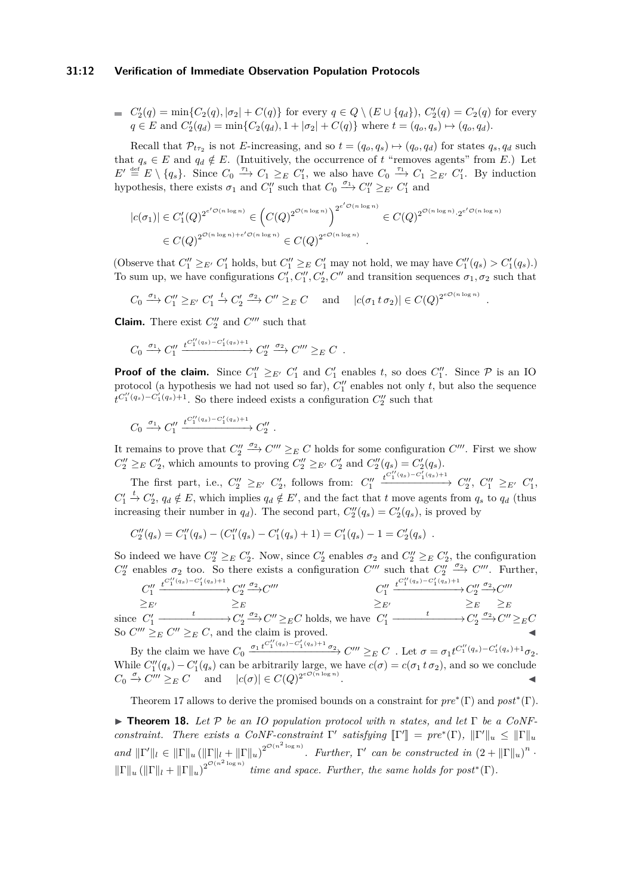- $C_2'(q) = \min\{C_2(q), |\sigma_2| + C(q)\}$ for every $q \in Q \setminus (E \cup \{q_d\})$, $C_2'(q) = C_2(q)$ for every $q \in E$ and $C_2'(q_d) = \min\{C_2(q_d), 1 + |\sigma_2| + C(q)\}$ where $t = (q_o, q_s) \mapsto (q_o, q_d)$.

Recall that $\mathcal{P}_{t\tau_2}$ is not $E$-increasing, and so $t = (q_o, q_s) \mapsto (q_o, q_d)$ for states $q_s, q_d$ such that $q_s \in E$ and $q_d \notin E$. (Intuitively, the occurrence of $t$ "removes agents" from $E$.) Let $E' \stackrel{\text{def}}{=} E \setminus \{q_s\}$. Since $C_0 \xrightarrow{\tau_1} C_1 \geq_E C_1'$, we also have $C_0 \xrightarrow{\tau_1} C_1 \geq_{E'} C_1'$. By induction hypothesis, there exists $\sigma_1$ and $C_1''$ such that $C_0 \xrightarrow{\sigma_1} C_1'' \geq_{E'} C_1'$ and

$$
\begin{aligned}
|c(\sigma_1)| &\in C_1'(Q)^{2^{e'\mathcal{O}(n \log n)}} \in \left(C(Q)^{2^{\mathcal{O}(n \log n)}}\right)^{2^{e'\mathcal{O}(n \log n)}} \in C(Q)^{2^{\mathcal{O}(n \log n)} \cdot 2^{e'\mathcal{O}(n \log n)}} \\
&\in C(Q)^{2^{\mathcal{O}(n \log n) + e'\mathcal{O}(n \log n)}} \in C(Q)^{2^{e\mathcal{O}(n \log n)}} .
\end{aligned}
$$

(Observe that $C_1'' \geq_{E'} C_1'$ holds, but $C_1'' \geq_E C_1'$ may not hold, we may have $C_1''(q_s) > C_1'(q_s)$.) To sum up, we have configurations $C_1', C_1'', C_2', C''$ and transition sequences $\sigma_1, \sigma_2$ such that

$$
C_0 \xrightarrow{\sigma_1} C_1'' \geq_{E'} C_1' \xrightarrow{t} C_2' \xrightarrow{\sigma_2} C'' \geq_E C \quad \text{ and } \quad |c(\sigma_1\, t\, \sigma_2)| \in C(Q)^{2^{e\mathcal{O}(n \log n)}} .
$$

**Claim.** There exist $C_2''$ and $C'''$ such that

$$
C_0 \xrightarrow{\sigma_1} C_1'' \xrightarrow{t^{C_1''(q_s) - C_1'(q_s)+1}} C_2'' \xrightarrow{\sigma_2} C''' \geq_E C .
$$

**Proof of the claim.** Since $C_1'' \geq_{E'} C_1'$ and $C_1'$ enables $t$, so does $C_1''$. Since $\mathcal{P}$ is an IO protocol (a hypothesis we had not used so far), $C_1''$ enables not only $t$, but also the sequence $t^{C_1''(q_s) - C_1'(q_s)+1}$. So there indeed exists a configuration $C_2''$ such that

$$
C_0 \xrightarrow{\sigma_1} C_1'' \xrightarrow{t^{C_1''(q_s) - C_1'(q_s)+1}} C_2'' .
$$

It remains to prove that $C_2'' \xrightarrow{\sigma_2} C''' \geq_E C$ holds for some configuration $C'''$. First we show $C_2'' \geq_E C_2'$, which amounts to proving $C_2'' \geq_{E'} C_2'$ and $C_2''(q_s) = C_2'(q_s)$.

The first part, i.e., $C_2'' \geq_{E'} C_2'$, follows from: $C_1'' \xrightarrow{t^{C_1''(q_s) - C_1'(q_s)+1}} C_2''$, $C_1'' \geq_{E'} C_1'$, $C_1' \xrightarrow{t} C_2'$, $q_d \notin E$, which implies $q_d \notin E'$, and the fact that $t$ move agents from $q_s$ to $q_d$ (thus increasing their number in $q_d$). The second part, $C_2''(q_s) = C_2'(q_s)$, is proved by

$$
C_2''(q_s) = C_1''(q_s) - (C_1''(q_s) - C_1'(q_s) + 1) = C_1'(q_s) - 1 = C_2'(q_s) .
$$

So indeed we have $C_2'' \geq_E C_2'$. Now, since $C_2'$ enables $\sigma_2$ and $C_2'' \geq_E C_2'$, the configuration $C_2''$ enables $\sigma_2$ too. So there exists a configuration $C'''$ such that $C_2'' \xrightarrow{\sigma_2} C'''$. Further, since

$$
\begin{array}{ccccc}
C_1'' & \xrightarrow{t^{C_1''(q_s) - C_1'(q_s)+1}} & C_2'' & \xrightarrow{\sigma_2} & C''' \\
\geq_{E'} & & \geq_E & & \\
C_1' & \xrightarrow{\quad t \quad} & C_2' & \xrightarrow{\sigma_2} & C'' \geq_E C
\end{array}
$$

holds, we have

$$
\begin{array}{ccccc}
C_1'' & \xrightarrow{t^{C_1''(q_s) - C_1'(q_s)+1}} & C_2'' & \xrightarrow{\sigma_2} & C''' \\
\geq_{E'} & & \geq_E & & \geq_E \\
C_1' & \xrightarrow{\quad t \quad} & C_2' & \xrightarrow{\sigma_2} & C'' \geq_E C
\end{array}
$$

So $C''' \geq_E C'' \geq_E C$, and the claim is proved. ◀

By the claim we have $C_0 \xrightarrow{\sigma_1\, t^{C_1''(q_s) - C_1'(q_s)+1}\, \sigma_2} C''' \geq_E C$ . Let $\sigma = \sigma_1 t^{C_1''(q_s) - C_1'(q_s)+1} \sigma_2$. While $C_1''(q_s) - C_1'(q_s)$ can be arbitrarily large, we have $c(\sigma) = c(\sigma_1\, t\, \sigma_2)$, and so we conclude $C_0 \xrightarrow{\sigma} C''' \geq_E C$ and $|c(\sigma)| \in C(Q)^{2^{e\mathcal{O}(n \log n)}}$. ◀

Theorem 17 allows to derive the promised bounds on a constraint for $pre^*(\Gamma)$ and $post^*(\Gamma)$.

▶ **Theorem 18.** *Let $\mathcal{P}$ be an IO population protocol with $n$ states, and let $\Gamma$ be a CoNF-constraint. There exists a CoNF-constraint $\Gamma'$ satisfying $[\![\Gamma']\!] = pre^*(\Gamma)$, $\|\Gamma'\|_u \leq \|\Gamma\|_u$ and $\|\Gamma'\|_l \in \|\Gamma\|_u \left(\|\Gamma\|_l + \|\Gamma\|_u\right)^{2^{\mathcal{O}(n^2 \log n)}}$. Further, $\Gamma'$ can be constructed in $(2 + \|\Gamma\|_u)^n \cdot \|\Gamma\|_u \left(\|\Gamma\|_l + \|\Gamma\|_u\right)^{2^{\mathcal{O}(n^2 \log n)}}$ time and space. Further, the same holds for $post^*(\Gamma)$.*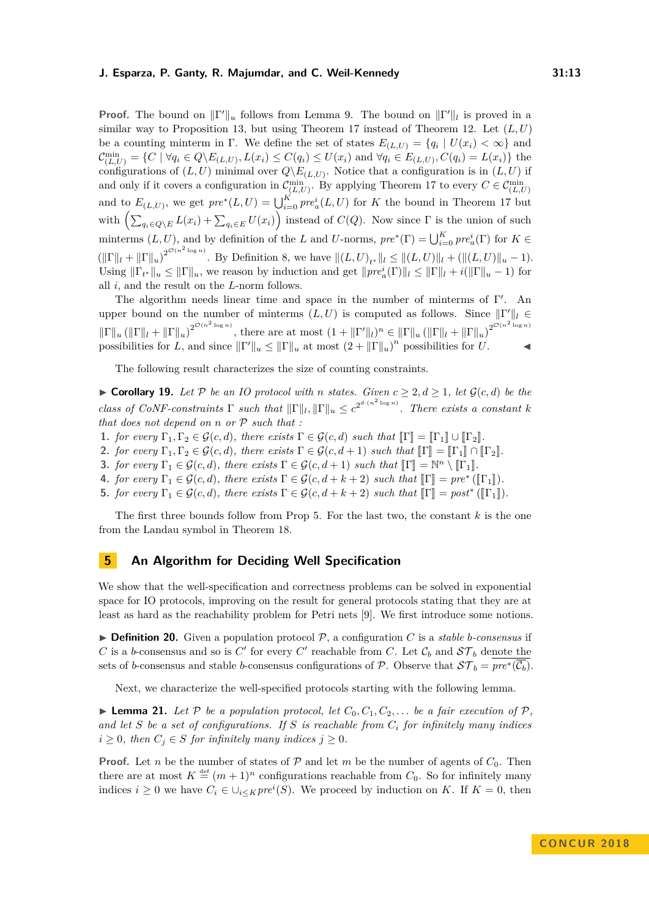**Proof.** The bound on $\|\Gamma'\|_u$ follows from Lemma 9. The bound on $\|\Gamma'\|_l$ is proved in a similar way to Proposition 13, but using Theorem 17 instead of Theorem 12. Let $(L, U)$ be a counting minterm in $\Gamma$. We define the set of states $E_{(L,U)} = \{q_i \mid U(x_i) < \infty\}$ and $\mathcal{C}^{\min}_{(L,U)} = \{C \mid \forall q_i \in Q \backslash E_{(L,U)}, L(x_i) \leq C(q_i) \leq U(x_i) \text{ and } \forall q_i \in E_{(L,U)}, C(q_i) = L(x_i)\}$ the configurations of $(L, U)$ minimal over $Q \backslash E_{(L,U)}$. Notice that a configuration is in $(L, U)$ if and only if it covers a configuration in $\mathcal{C}^{\min}_{(L,U)}$. By applying Theorem 17 to every $C \in \mathcal{C}^{\min}_{(L,U)}$ and to $E_{(L,U)}$, we get $pre^*(L, U) = \bigcup_{i=0}^{K} pre^i_a(L, U)$ for $K$ the bound in Theorem 17 but with $\left(\sum_{q_i \in Q \backslash E} L(x_i) + \sum_{q_i \in E} U(x_i)\right)$ instead of $C(Q)$. Now since $\Gamma$ is the union of such minterms $(L, U)$, and by definition of the $L$ and $U$-norms, $pre^*(\Gamma) = \bigcup_{i=0}^{K} pre^i_a(\Gamma)$ for $K \in (\|\Gamma\|_l + \|\Gamma\|_u)^{2^{\mathcal{O}(n^2 \log n)}}$. By Definition 8, we have $\|(L, U)_{t^*}\|_l \leq \|(L, U)\|_l + (\|(L, U)\|_u - 1)$. Using $\|\Gamma_{t^*}\|_u \leq \|\Gamma\|_u$, we reason by induction and get $\|pre^i_a(\Gamma)\|_l \leq \|\Gamma\|_l + i(\|\Gamma\|_u - 1)$ for all $i$, and the result on the $L$-norm follows.

The algorithm needs linear time and space in the number of minterms of $\Gamma'$. An upper bound on the number of minterms $(L, U)$ is computed as follows. Since $\|\Gamma'\|_l \in \|\Gamma\|_u (\|\Gamma\|_l + \|\Gamma\|_u)^{2^{\mathcal{O}(n^2 \log n)}}$, there are at most $(1 + \|\Gamma'\|_l)^n \in \|\Gamma\|_u (\|\Gamma\|_l + \|\Gamma\|_u)^{2^{\mathcal{O}(n^2 \log n)}}$ possibilities for $L$, and since $\|\Gamma'\|_u \leq \|\Gamma\|_u$ at most $(2 + \|\Gamma\|_u)^n$ possibilities for $U$. ◀

The following result characterizes the size of counting constraints.

▶ **Corollary 19.** *Let $\mathcal{P}$ be an IO protocol with $n$ states. Given $c \geq 2, d \geq 1$, let $\mathcal{G}(c, d)$ be the class of CoNF-constraints $\Gamma$ such that $\|\Gamma\|_l, \|\Gamma\|_u \leq c^{2^{d \cdot (n^2 \log n)}}$. There exists a constant $k$ that does not depend on $n$ or $\mathcal{P}$ such that :*

1. *for every $\Gamma_1, \Gamma_2 \in \mathcal{G}(c, d)$, there exists $\Gamma \in \mathcal{G}(c, d)$ such that $[\![\Gamma]\!] = [\![\Gamma_1]\!] \cup [\![\Gamma_2]\!]$.*
2. *for every $\Gamma_1, \Gamma_2 \in \mathcal{G}(c, d)$, there exists $\Gamma \in \mathcal{G}(c, d+1)$ such that $[\![\Gamma]\!] = [\![\Gamma_1]\!] \cap [\![\Gamma_2]\!]$.*
3. *for every $\Gamma_1 \in \mathcal{G}(c, d)$, there exists $\Gamma \in \mathcal{G}(c, d+1)$ such that $[\![\Gamma]\!] = \mathbb{N}^n \setminus [\![\Gamma_1]\!]$.*
4. *for every $\Gamma_1 \in \mathcal{G}(c, d)$, there exists $\Gamma \in \mathcal{G}(c, d+k+2)$ such that $[\![\Gamma]\!] = pre^*([\![\Gamma_1]\!])$.*
5. *for every $\Gamma_1 \in \mathcal{G}(c, d)$, there exists $\Gamma \in \mathcal{G}(c, d+k+2)$ such that $[\![\Gamma]\!] = post^*([\![\Gamma_1]\!])$.*

The first three bounds follow from Prop 5. For the last two, the constant $k$ is the one from the Landau symbol in Theorem 18.

## 5 An Algorithm for Deciding Well Specification

We show that the well-specification and correctness problems can be solved in exponential space for IO protocols, improving on the result for general protocols stating that they are at least as hard as the reachability problem for Petri nets [9]. We first introduce some notions.

▶ **Definition 20.** Given a population protocol $\mathcal{P}$, a configuration $C$ is a *stable b-consensus* if $C$ is a $b$-consensus and so is $C'$ for every $C'$ reachable from $C$. Let $\mathcal{C}_b$ and $\mathcal{ST}_b$ denote the sets of $b$-consensus and stable $b$-consensus configurations of $\mathcal{P}$. Observe that $\mathcal{ST}_b = \overline{pre^*(\overline{\mathcal{C}_b})}$.

Next, we characterize the well-specified protocols starting with the following lemma.

▶ **Lemma 21.** *Let $\mathcal{P}$ be a population protocol, let $C_0, C_1, C_2, \ldots$ be a fair execution of $\mathcal{P}$, and let $S$ be a set of configurations. If $S$ is reachable from $C_i$ for infinitely many indices $i \geq 0$, then $C_j \in S$ for infinitely many indices $j \geq 0$.*

**Proof.** Let $n$ be the number of states of $\mathcal{P}$ and let $m$ be the number of agents of $C_0$. Then there are at most $K \stackrel{\text{def}}{=} (m+1)^n$ configurations reachable from $C_0$. So for infinitely many indices $i \geq 0$ we have $C_i \in \cup_{i \leq K} pre^i(S)$. We proceed by induction on $K$. If $K = 0$, then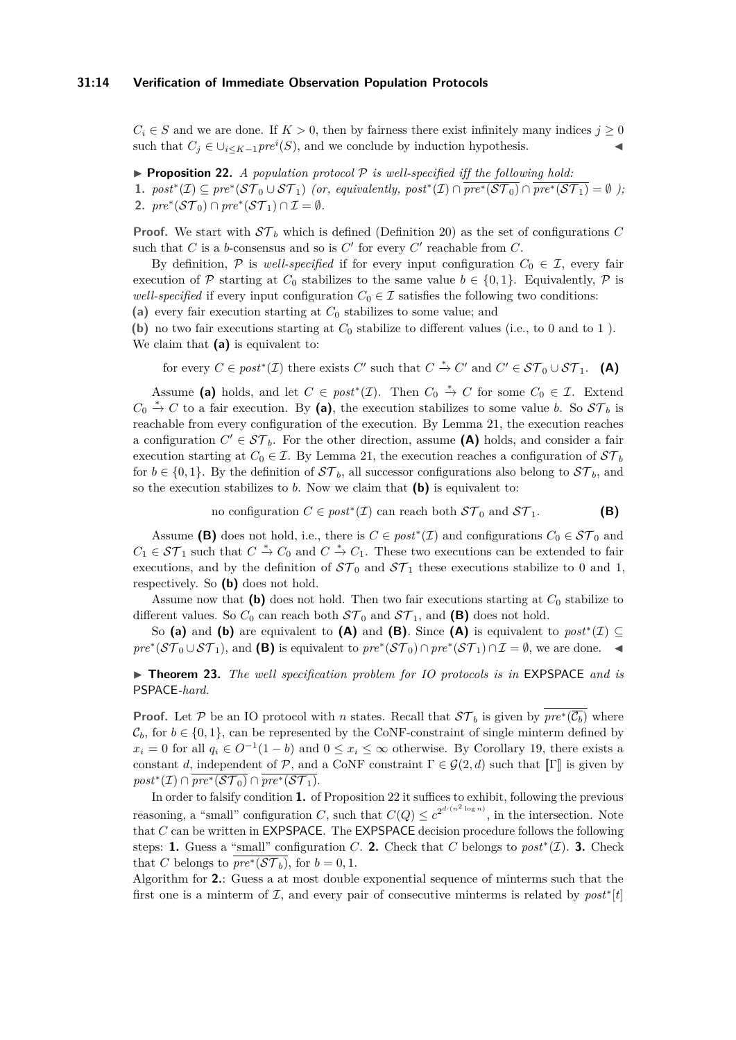$C_i \in S$ and we are done. If $K > 0$, then by fairness there exist infinitely many indices $j \geq 0$ such that $C_j \in \cup_{i \leq K-1} pre^i(S)$, and we conclude by induction hypothesis. ◀

▶ **Proposition 22.** *A population protocol $\mathcal{P}$ is well-specified iff the following hold:*

**1.** $post^*(\mathcal{I}) \subseteq pre^*(\mathcal{ST}_0 \cup \mathcal{ST}_1)$ *(or, equivalently,* $post^*(\mathcal{I}) \cap \overline{pre^*(\mathcal{ST}_0)} \cap \overline{pre^*(\mathcal{ST}_1)} = \emptyset$ *);*

**2.** $pre^*(\mathcal{ST}_0) \cap pre^*(\mathcal{ST}_1) \cap \mathcal{I} = \emptyset$.

**Proof.** We start with $\mathcal{ST}_b$ which is defined (Definition 20) as the set of configurations $C$ such that $C$ is a $b$-consensus and so is $C'$ for every $C'$ reachable from $C$.

By definition, $\mathcal{P}$ is *well-specified* if for every input configuration $C_0 \in \mathcal{I}$, every fair execution of $\mathcal{P}$ starting at $C_0$ stabilizes to the same value $b \in \{0, 1\}$. Equivalently, $\mathcal{P}$ is *well-specified* if every input configuration $C_0 \in \mathcal{I}$ satisfies the following two conditions:

**(a)** every fair execution starting at $C_0$ stabilizes to some value; and

**(b)** no two fair executions starting at $C_0$ stabilize to different values (i.e., to 0 and to 1 ).

We claim that **(a)** is equivalent to:

$$\text{for every } C \in post^*(\mathcal{I}) \text{ there exists } C' \text{ such that } C \xrightarrow{*} C' \text{ and } C' \in \mathcal{ST}_0 \cup \mathcal{ST}_1. \quad \textbf{(A)}$$

Assume **(a)** holds, and let $C \in post^*(\mathcal{I})$. Then $C_0 \xrightarrow{*} C$ for some $C_0 \in \mathcal{I}$. Extend $C_0 \xrightarrow{*} C$ to a fair execution. By **(a)**, the execution stabilizes to some value $b$. So $\mathcal{ST}_b$ is reachable from every configuration of the execution. By Lemma 21, the execution reaches a configuration $C' \in \mathcal{ST}_b$. For the other direction, assume **(A)** holds, and consider a fair execution starting at $C_0 \in \mathcal{I}$. By Lemma 21, the execution reaches a configuration of $\mathcal{ST}_b$ for $b \in \{0, 1\}$. By the definition of $\mathcal{ST}_b$, all successor configurations also belong to $\mathcal{ST}_b$, and so the execution stabilizes to $b$. Now we claim that **(b)** is equivalent to:

$$\text{no configuration } C \in post^*(\mathcal{I}) \text{ can reach both } \mathcal{ST}_0 \text{ and } \mathcal{ST}_1. \quad \textbf{(B)}$$

Assume **(B)** does not hold, i.e., there is $C \in post^*(\mathcal{I})$ and configurations $C_0 \in \mathcal{ST}_0$ and $C_1 \in \mathcal{ST}_1$ such that $C \xrightarrow{*} C_0$ and $C \xrightarrow{*} C_1$. These two executions can be extended to fair executions, and by the definition of $\mathcal{ST}_0$ and $\mathcal{ST}_1$ these executions stabilize to 0 and 1, respectively. So **(b)** does not hold.

Assume now that **(b)** does not hold. Then two fair executions starting at $C_0$ stabilize to different values. So $C_0$ can reach both $\mathcal{ST}_0$ and $\mathcal{ST}_1$, and **(B)** does not hold.

So **(a)** and **(b)** are equivalent to **(A)** and **(B)**. Since **(A)** is equivalent to $post^*(\mathcal{I}) \subseteq pre^*(\mathcal{ST}_0 \cup \mathcal{ST}_1)$, and **(B)** is equivalent to $pre^*(\mathcal{ST}_0) \cap pre^*(\mathcal{ST}_1) \cap \mathcal{I} = \emptyset$, we are done. ◀

▶ **Theorem 23.** *The well specification problem for IO protocols is in* EXPSPACE *and is* PSPACE*-hard.*

**Proof.** Let $\mathcal{P}$ be an IO protocol with $n$ states. Recall that $\mathcal{ST}_b$ is given by $\overline{pre^*(\overline{\mathcal{C}_b})}$ where $\mathcal{C}_b$, for $b \in \{0, 1\}$, can be represented by the CoNF-constraint of single minterm defined by $x_i = 0$ for all $q_i \in O^{-1}(1-b)$ and $0 \leq x_i \leq \infty$ otherwise. By Corollary 19, there exists a constant $d$, independent of $\mathcal{P}$, and a CoNF constraint $\Gamma \in \mathcal{G}(2, d)$ such that $[\![\Gamma]\!]$ is given by $post^*(\mathcal{I}) \cap \overline{pre^*(\mathcal{ST}_0)} \cap \overline{pre^*(\mathcal{ST}_1)}$.

In order to falsify condition **1.** of Proposition 22 it suffices to exhibit, following the previous reasoning, a "small" configuration $C$, such that $C(Q) \leq c^{2^{d \cdot (n^2 \log n)}}$, in the intersection. Note that $C$ can be written in EXPSPACE. The EXPSPACE decision procedure follows the following steps: **1.** Guess a "small" configuration $C$. **2.** Check that $C$ belongs to $post^*(\mathcal{I})$. **3.** Check that $C$ belongs to $\overline{pre^*(\mathcal{ST}_b)}$, for $b = 0, 1$.

Algorithm for **2.**: Guess a at most double exponential sequence of minterms such that the first one is a minterm of $\mathcal{I}$, and every pair of consecutive minterms is related by $post^*[t]$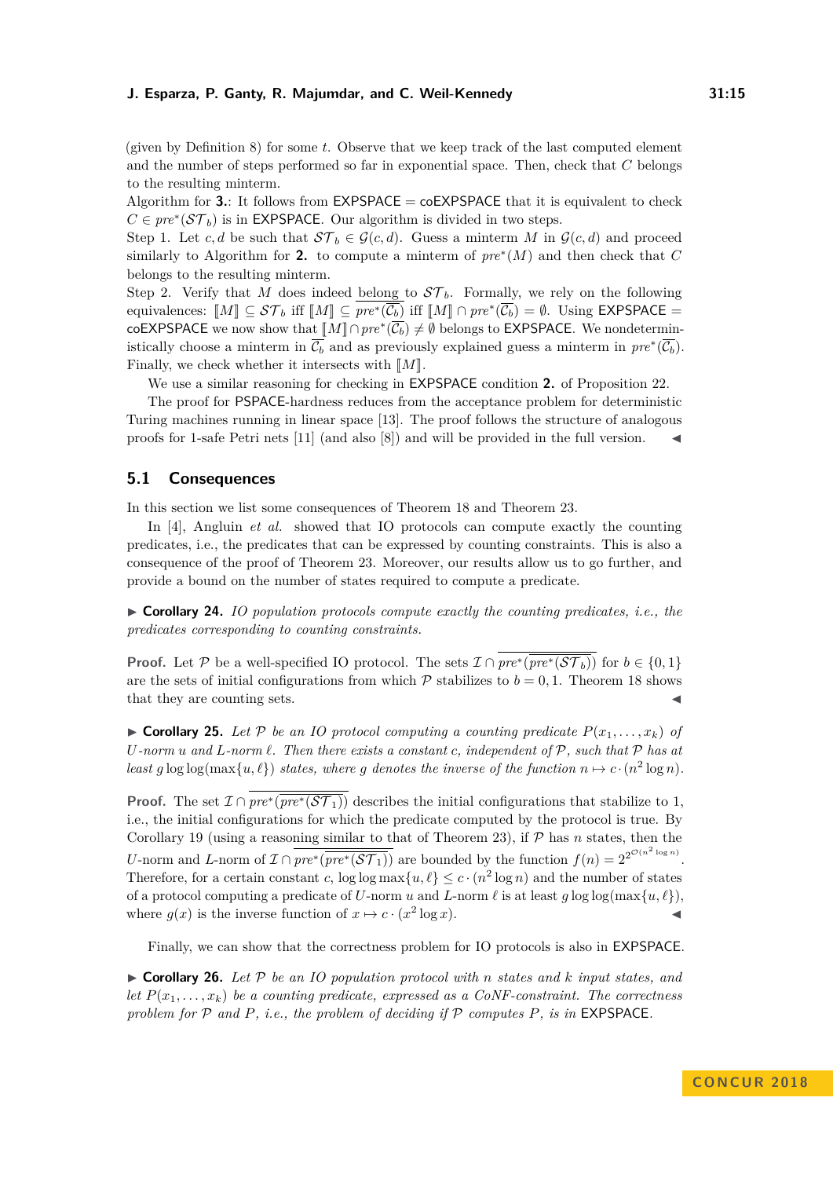(given by Definition 8) for some $t$. Observe that we keep track of the last computed element and the number of steps performed so far in exponential space. Then, check that $C$ belongs to the resulting minterm.

Algorithm for **3.**: It follows from EXPSPACE = coEXPSPACE that it is equivalent to check $C \in pre^*(\mathcal{ST}_b)$ is in EXPSPACE. Our algorithm is divided in two steps.

Step 1. Let $c, d$ be such that $\mathcal{ST}_b \in \mathcal{G}(c, d)$. Guess a minterm $M$ in $\mathcal{G}(c, d)$ and proceed similarly to Algorithm for **2.** to compute a minterm of $pre^*(M)$ and then check that $C$ belongs to the resulting minterm.

Step 2. Verify that $M$ does indeed belong to $\mathcal{ST}_b$. Formally, we rely on the following equivalences: $[\![M]\!] \subseteq \mathcal{ST}_b$ iff $[\![M]\!] \subseteq \overline{pre^*(\overline{\mathcal{C}_b})}$ iff $[\![M]\!] \cap pre^*(\overline{\mathcal{C}_b}) = \emptyset$. Using EXPSPACE = coEXPSPACE we now show that $[\![M]\!] \cap pre^*(\overline{\mathcal{C}_b}) \neq \emptyset$ belongs to EXPSPACE. We nondeterministically choose a minterm in $\overline{\mathcal{C}_b}$ and as previously explained guess a minterm in $pre^*(\overline{\mathcal{C}_b})$. Finally, we check whether it intersects with $[\![M]\!]$.

We use a similar reasoning for checking in EXPSPACE condition **2.** of Proposition 22.

The proof for PSPACE-hardness reduces from the acceptance problem for deterministic Turing machines running in linear space [13]. The proof follows the structure of analogous proofs for 1-safe Petri nets [11] (and also [8]) and will be provided in the full version. ◂

## 5.1 Consequences

In this section we list some consequences of Theorem 18 and Theorem 23.

In [4], Angluin *et al.* showed that IO protocols can compute exactly the counting predicates, i.e., the predicates that can be expressed by counting constraints. This is also a consequence of the proof of Theorem 23. Moreover, our results allow us to go further, and provide a bound on the number of states required to compute a predicate.

▶ **Corollary 24.** *IO population protocols compute exactly the counting predicates, i.e., the predicates corresponding to counting constraints.*

**Proof.** Let $\mathcal{P}$ be a well-specified IO protocol. The sets $\mathcal{I} \cap \overline{pre^*(\overline{pre^*(\mathcal{ST}_b)})}$ for $b \in \{0, 1\}$ are the sets of initial configurations from which $\mathcal{P}$ stabilizes to $b = 0, 1$. Theorem 18 shows that they are counting sets. ◂

▶ **Corollary 25.** *Let $\mathcal{P}$ be an IO protocol computing a counting predicate $P(x_1, \ldots, x_k)$ of $U$-norm $u$ and $L$-norm $\ell$. Then there exists a constant $c$, independent of $\mathcal{P}$, such that $\mathcal{P}$ has at least $g \log\log(\max\{u, \ell\})$ states, where $g$ denotes the inverse of the function $n \mapsto c \cdot (n^2 \log n)$.*

**Proof.** The set $\mathcal{I} \cap \overline{pre^*(\overline{pre^*(\mathcal{ST}_1)})}$ describes the initial configurations that stabilize to 1, i.e., the initial configurations for which the predicate computed by the protocol is true. By Corollary 19 (using a reasoning similar to that of Theorem 23), if $\mathcal{P}$ has $n$ states, then the $U$-norm and $L$-norm of $\mathcal{I} \cap \overline{pre^*(\overline{pre^*(\mathcal{ST}_1)})}$ are bounded by the function $f(n) = 2^{2^{\mathcal{O}(n^2 \log n)}}$. Therefore, for a certain constant $c$, $\log\log \max\{u, \ell\} \leq c \cdot (n^2 \log n)$ and the number of states of a protocol computing a predicate of $U$-norm $u$ and $L$-norm $\ell$ is at least $g \log\log(\max\{u, \ell\})$, where $g(x)$ is the inverse function of $x \mapsto c \cdot (x^2 \log x)$. ◂

Finally, we can show that the correctness problem for IO protocols is also in EXPSPACE.

▶ **Corollary 26.** *Let $\mathcal{P}$ be an IO population protocol with $n$ states and $k$ input states, and let $P(x_1, \ldots, x_k)$ be a counting predicate, expressed as a CoNF-constraint. The correctness problem for $\mathcal{P}$ and $P$, i.e., the problem of deciding if $\mathcal{P}$ computes $P$, is in* EXPSPACE*.*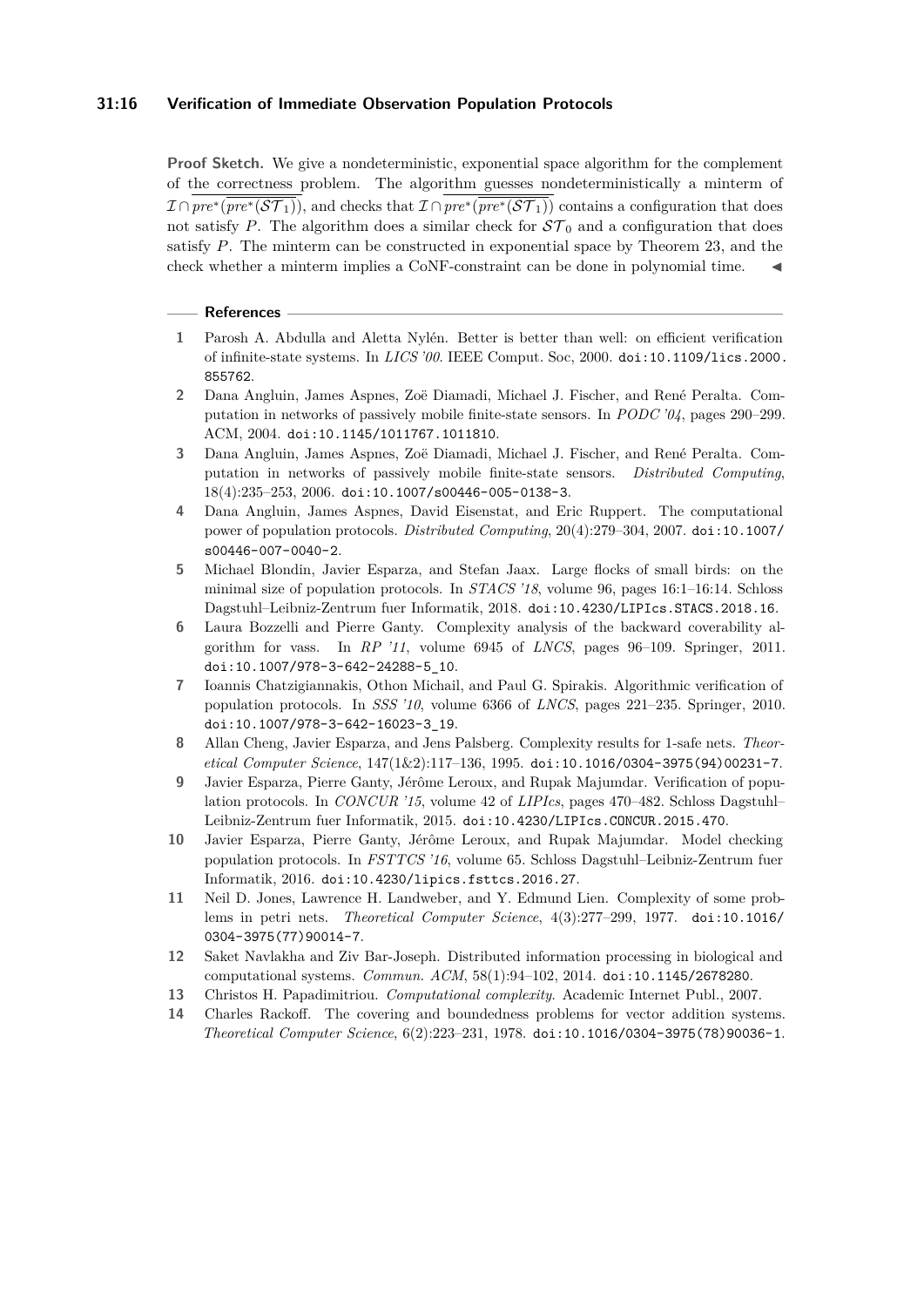**Proof Sketch.** We give a nondeterministic, exponential space algorithm for the complement of the correctness problem. The algorithm guesses nondeterministically a minterm of $\mathcal{I} \cap pre^*(\overline{pre^*(\overline{\mathcal{ST}_1})})$, and checks that $\mathcal{I} \cap pre^*(\overline{pre^*(\overline{\mathcal{ST}_1})})$ contains a configuration that does not satisfy $P$. The algorithm does a similar check for $\mathcal{ST}_0$ and a configuration that does satisfy $P$. The minterm can be constructed in exponential space by Theorem 23, and the check whether a minterm implies a CoNF-constraint can be done in polynomial time. ◀

## References

1. Parosh A. Abdulla and Aletta Nylén. Better is better than well: on efficient verification of infinite-state systems. In *LICS '00*. IEEE Comput. Soc, 2000. doi:10.1109/lics.2000.855762.
2. Dana Angluin, James Aspnes, Zoë Diamadi, Michael J. Fischer, and René Peralta. Computation in networks of passively mobile finite-state sensors. In *PODC '04*, pages 290–299. ACM, 2004. doi:10.1145/1011767.1011810.
3. Dana Angluin, James Aspnes, Zoë Diamadi, Michael J. Fischer, and René Peralta. Computation in networks of passively mobile finite-state sensors. *Distributed Computing*, 18(4):235–253, 2006. doi:10.1007/s00446-005-0138-3.
4. Dana Angluin, James Aspnes, David Eisenstat, and Eric Ruppert. The computational power of population protocols. *Distributed Computing*, 20(4):279–304, 2007. doi:10.1007/s00446-007-0040-2.
5. Michael Blondin, Javier Esparza, and Stefan Jaax. Large flocks of small birds: on the minimal size of population protocols. In *STACS '18*, volume 96, pages 16:1–16:14. Schloss Dagstuhl–Leibniz-Zentrum fuer Informatik, 2018. doi:10.4230/LIPIcs.STACS.2018.16.
6. Laura Bozzelli and Pierre Ganty. Complexity analysis of the backward coverability algorithm for vass. In *RP '11*, volume 6945 of *LNCS*, pages 96–109. Springer, 2011. doi:10.1007/978-3-642-24288-5_10.
7. Ioannis Chatzigiannakis, Othon Michail, and Paul G. Spirakis. Algorithmic verification of population protocols. In *SSS '10*, volume 6366 of *LNCS*, pages 221–235. Springer, 2010. doi:10.1007/978-3-642-16023-3_19.
8. Allan Cheng, Javier Esparza, and Jens Palsberg. Complexity results for 1-safe nets. *Theoretical Computer Science*, 147(1&2):117–136, 1995. doi:10.1016/0304-3975(94)00231-7.
9. Javier Esparza, Pierre Ganty, Jérôme Leroux, and Rupak Majumdar. Verification of population protocols. In *CONCUR '15*, volume 42 of *LIPIcs*, pages 470–482. Schloss Dagstuhl–Leibniz-Zentrum fuer Informatik, 2015. doi:10.4230/LIPIcs.CONCUR.2015.470.
10. Javier Esparza, Pierre Ganty, Jérôme Leroux, and Rupak Majumdar. Model checking population protocols. In *FSTTCS '16*, volume 65. Schloss Dagstuhl–Leibniz-Zentrum fuer Informatik, 2016. doi:10.4230/lipics.fsttcs.2016.27.
11. Neil D. Jones, Lawrence H. Landweber, and Y. Edmund Lien. Complexity of some problems in petri nets. *Theoretical Computer Science*, 4(3):277–299, 1977. doi:10.1016/0304-3975(77)90014-7.
12. Saket Navlakha and Ziv Bar-Joseph. Distributed information processing in biological and computational systems. *Commun. ACM*, 58(1):94–102, 2014. doi:10.1145/2678280.
13. Christos H. Papadimitriou. *Computational complexity*. Academic Internet Publ., 2007.
14. Charles Rackoff. The covering and boundedness problems for vector addition systems. *Theoretical Computer Science*, 6(2):223–231, 1978. doi:10.1016/0304-3975(78)90036-1.